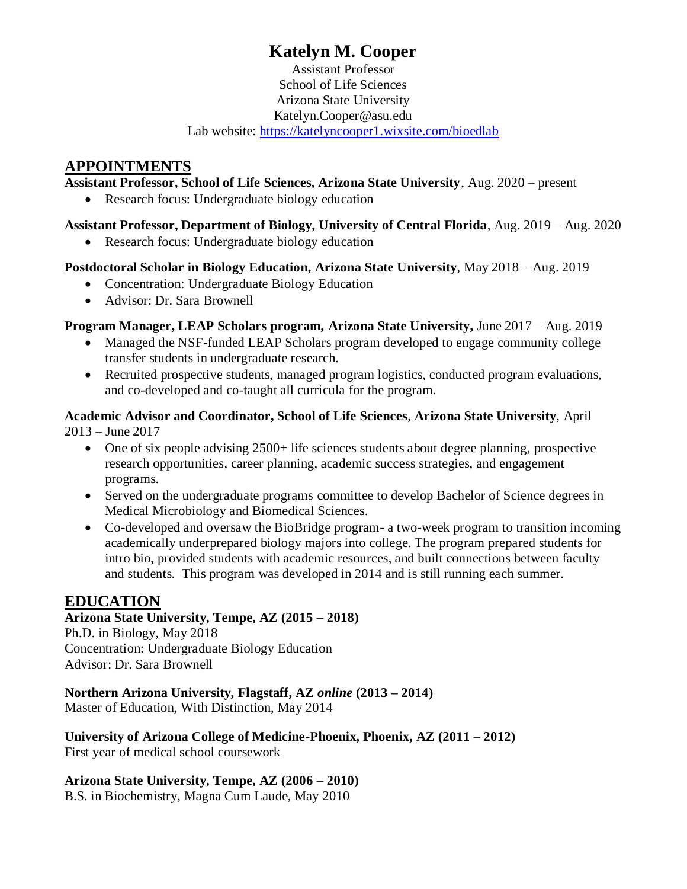# Katelyn M. Cooper

Assistant Professor
School of Life Sciences
Arizona State University
Katelyn.Cooper@asu.edu
Lab website: [https://katelyncooper1.wixsite.com/bioedlab](https://katelyncooper1.wixsite.com/bioedlab)

## APPOINTMENTS

**Assistant Professor, School of Life Sciences, Arizona State University**, Aug. 2020 – present

- Research focus: Undergraduate biology education

**Assistant Professor, Department of Biology, University of Central Florida**, Aug. 2019 – Aug. 2020

- Research focus: Undergraduate biology education

**Postdoctoral Scholar in Biology Education, Arizona State University**, May 2018 – Aug. 2019

- Concentration: Undergraduate Biology Education
- Advisor: Dr. Sara Brownell

**Program Manager, LEAP Scholars program, Arizona State University,** June 2017 – Aug. 2019

- Managed the NSF-funded LEAP Scholars program developed to engage community college transfer students in undergraduate research.
- Recruited prospective students, managed program logistics, conducted program evaluations, and co-developed and co-taught all curricula for the program.

**Academic Advisor and Coordinator, School of Life Sciences**, **Arizona State University**, April 2013 – June 2017

- One of six people advising 2500+ life sciences students about degree planning, prospective research opportunities, career planning, academic success strategies, and engagement programs.
- Served on the undergraduate programs committee to develop Bachelor of Science degrees in Medical Microbiology and Biomedical Sciences.
- Co-developed and oversaw the BioBridge program- a two-week program to transition incoming academically underprepared biology majors into college. The program prepared students for intro bio, provided students with academic resources, and built connections between faculty and students. This program was developed in 2014 and is still running each summer.

## EDUCATION

**Arizona State University, Tempe, AZ (2015 – 2018)**
Ph.D. in Biology, May 2018
Concentration: Undergraduate Biology Education
Advisor: Dr. Sara Brownell

**Northern Arizona University, Flagstaff, AZ *online* (2013 – 2014)**
Master of Education, With Distinction, May 2014

**University of Arizona College of Medicine-Phoenix, Phoenix, AZ (2011 – 2012)**
First year of medical school coursework

**Arizona State University, Tempe, AZ (2006 – 2010)**
B.S. in Biochemistry, Magna Cum Laude, May 2010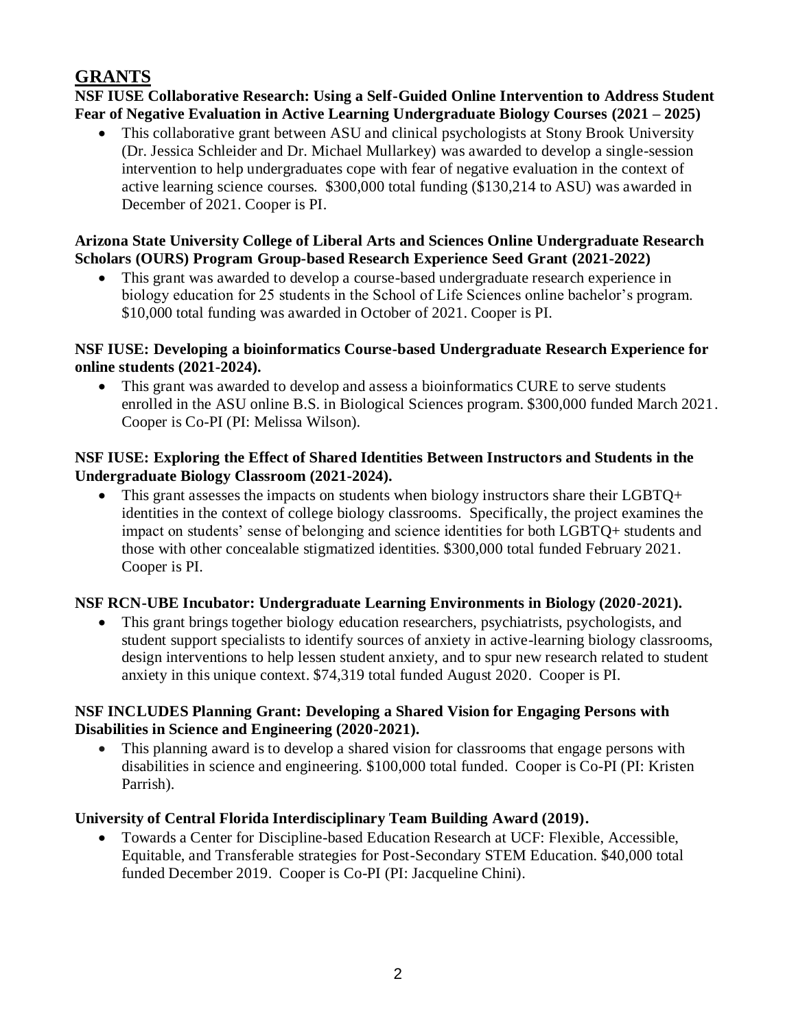## GRANTS

**NSF IUSE Collaborative Research: Using a Self-Guided Online Intervention to Address Student Fear of Negative Evaluation in Active Learning Undergraduate Biology Courses (2021 – 2025)**

- This collaborative grant between ASU and clinical psychologists at Stony Brook University (Dr. Jessica Schleider and Dr. Michael Mullarkey) was awarded to develop a single-session intervention to help undergraduates cope with fear of negative evaluation in the context of active learning science courses. $300,000 total funding ($130,214 to ASU) was awarded in December of 2021. Cooper is PI.

**Arizona State University College of Liberal Arts and Sciences Online Undergraduate Research Scholars (OURS) Program Group-based Research Experience Seed Grant (2021-2022)**

- This grant was awarded to develop a course-based undergraduate research experience in biology education for 25 students in the School of Life Sciences online bachelor's program. $10,000 total funding was awarded in October of 2021. Cooper is PI.

**NSF IUSE: Developing a bioinformatics Course-based Undergraduate Research Experience for online students (2021-2024).**

- This grant was awarded to develop and assess a bioinformatics CURE to serve students enrolled in the ASU online B.S. in Biological Sciences program. $300,000 funded March 2021. Cooper is Co-PI (PI: Melissa Wilson).

**NSF IUSE: Exploring the Effect of Shared Identities Between Instructors and Students in the Undergraduate Biology Classroom (2021-2024).**

- This grant assesses the impacts on students when biology instructors share their LGBTQ+ identities in the context of college biology classrooms. Specifically, the project examines the impact on students' sense of belonging and science identities for both LGBTQ+ students and those with other concealable stigmatized identities. $300,000 total funded February 2021. Cooper is PI.

**NSF RCN-UBE Incubator: Undergraduate Learning Environments in Biology (2020-2021).**

- This grant brings together biology education researchers, psychiatrists, psychologists, and student support specialists to identify sources of anxiety in active-learning biology classrooms, design interventions to help lessen student anxiety, and to spur new research related to student anxiety in this unique context. $74,319 total funded August 2020. Cooper is PI.

**NSF INCLUDES Planning Grant: Developing a Shared Vision for Engaging Persons with Disabilities in Science and Engineering (2020-2021).**

- This planning award is to develop a shared vision for classrooms that engage persons with disabilities in science and engineering. $100,000 total funded. Cooper is Co-PI (PI: Kristen Parrish).

**University of Central Florida Interdisciplinary Team Building Award (2019).**

- Towards a Center for Discipline-based Education Research at UCF: Flexible, Accessible, Equitable, and Transferable strategies for Post-Secondary STEM Education. $40,000 total funded December 2019. Cooper is Co-PI (PI: Jacqueline Chini).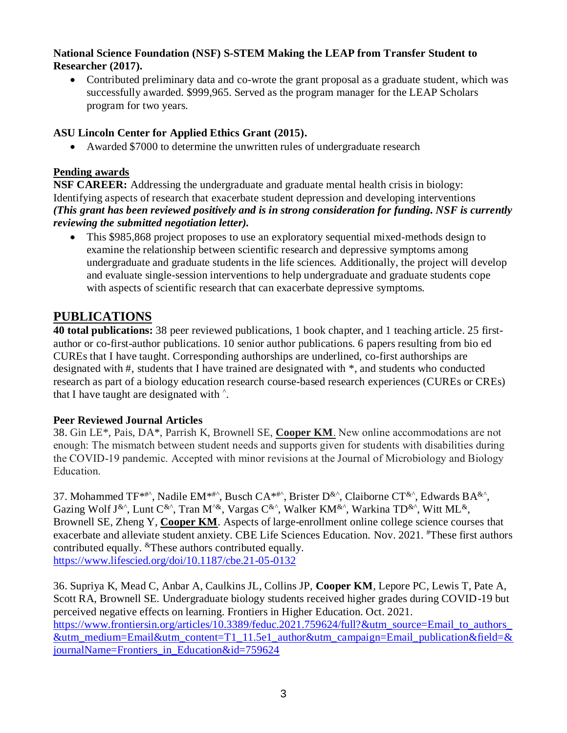**National Science Foundation (NSF) S-STEM Making the LEAP from Transfer Student to Researcher (2017).**

- Contributed preliminary data and co-wrote the grant proposal as a graduate student, which was successfully awarded. $999,965. Served as the program manager for the LEAP Scholars program for two years.

**ASU Lincoln Center for Applied Ethics Grant (2015).**

- Awarded $7000 to determine the unwritten rules of undergraduate research

### Pending awards

**NSF CAREER:** Addressing the undergraduate and graduate mental health crisis in biology: Identifying aspects of research that exacerbate student depression and developing interventions ***(This grant has been reviewed positively and is in strong consideration for funding. NSF is currently reviewing the submitted negotiation letter).***

- This $985,868 project proposes to use an exploratory sequential mixed-methods design to examine the relationship between scientific research and depressive symptoms among undergraduate and graduate students in the life sciences. Additionally, the project will develop and evaluate single-session interventions to help undergraduate and graduate students cope with aspects of scientific research that can exacerbate depressive symptoms.

## PUBLICATIONS

**40 total publications:** 38 peer reviewed publications, 1 book chapter, and 1 teaching article. 25 first-author or co-first-author publications. 10 senior author publications. 6 papers resulting from bio ed CUREs that I have taught. Corresponding authorships are underlined, co-first authorships are designated with #, students that I have trained are designated with *, and students who conducted research as part of a biology education research course-based research experiences (CUREs or CREs) that I have taught are designated with ^.

### Peer Reviewed Journal Articles

38. Gin LE*, Pais, DA*, Parrish K, Brownell SE, <u>**Cooper KM**</u>. New online accommodations are not enough: The mismatch between student needs and supports given for students with disabilities during the COVID-19 pandemic. Accepted with minor revisions at the Journal of Microbiology and Biology Education.

37. Mohammed TF*#^, Nadile EM*#^, Busch CA*#^, Brister D&^, Claiborne CT&^, Edwards BA&^, Gazing Wolf J&^, Lunt C&^, Tran M^&, Vargas C&^, Walker KM&^, Warkina TD&^, Witt ML&, Brownell SE, Zheng Y, <u>**Cooper KM**</u>. Aspects of large-enrollment online college science courses that exacerbate and alleviate student anxiety. CBE Life Sciences Education. Nov. 2021. #These first authors contributed equally. &These authors contributed equally.
https://www.lifescied.org/doi/10.1187/cbe.21-05-0132

36. Supriya K, Mead C, Anbar A, Caulkins JL, Collins JP, **Cooper KM**, Lepore PC, Lewis T, Pate A, Scott RA, Brownell SE. Undergraduate biology students received higher grades during COVID-19 but perceived negative effects on learning. Frontiers in Higher Education. Oct. 2021.
https://www.frontiersin.org/articles/10.3389/feduc.2021.759624/full?&utm_source=Email_to_authors_&utm_medium=Email&utm_content=T1_11.5e1_author&utm_campaign=Email_publication&field=&journalName=Frontiers_in_Education&id=759624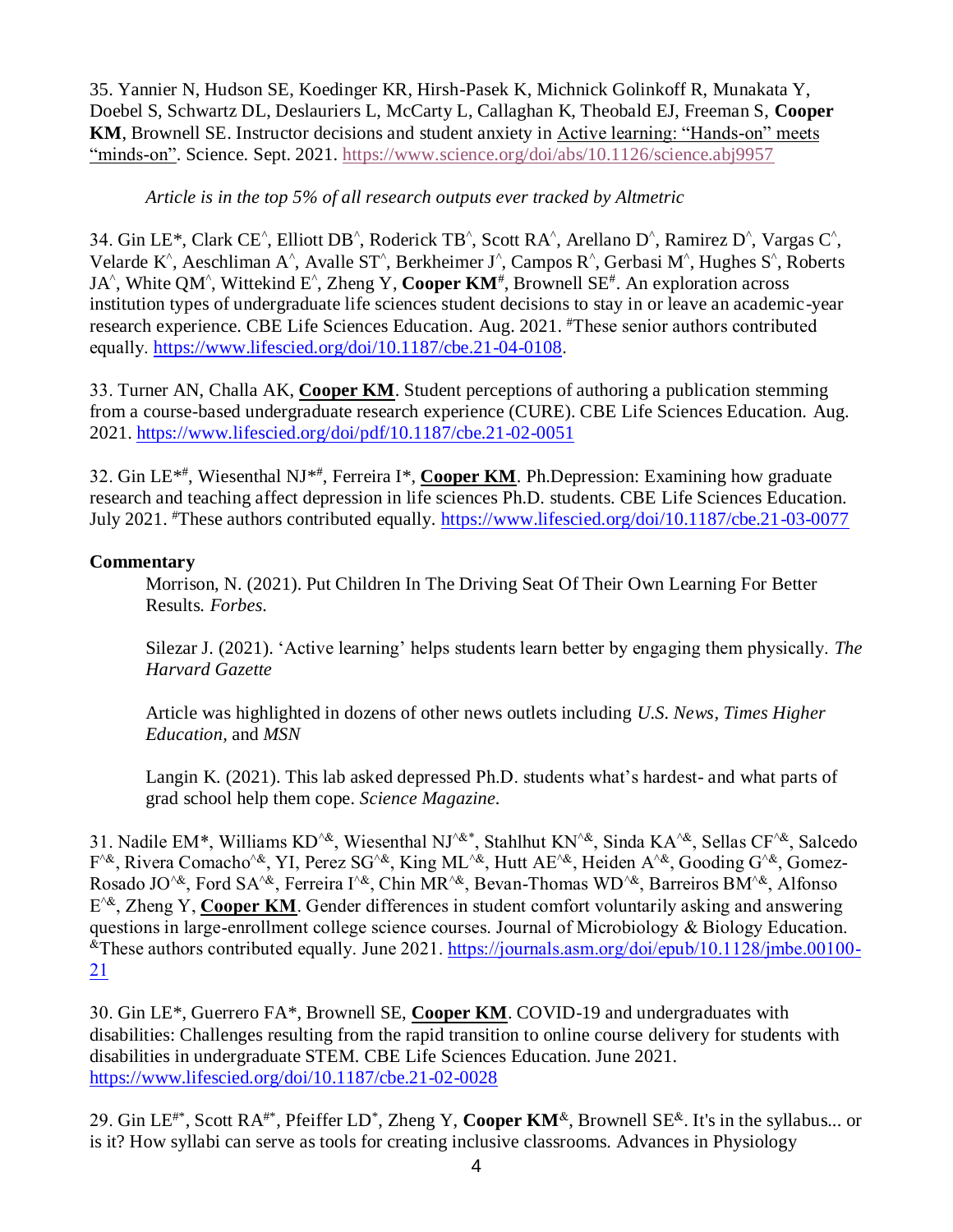35. Yannier N, Hudson SE, Koedinger KR, Hirsh-Pasek K, Michnick Golinkoff R, Munakata Y, Doebel S, Schwartz DL, Deslauriers L, McCarty L, Callaghan K, Theobald EJ, Freeman S, **Cooper KM**, Brownell SE. Instructor decisions and student anxiety in Active learning: "Hands-on" meets "minds-on". Science. Sept. 2021. https://www.science.org/doi/abs/10.1126/science.abj9957

*Article is in the top 5% of all research outputs ever tracked by Altmetric*

34. Gin LE*, Clark CE^, Elliott DB^, Roderick TB^, Scott RA^, Arellano D^, Ramirez D^, Vargas C^, Velarde K^, Aeschliman A^, Avalle ST^, Berkheimer J^, Campos R^, Gerbasi M^, Hughes S^, Roberts JA^, White QM^, Wittekind E^, Zheng Y, **Cooper KM**[#], Brownell SE[#]. An exploration across institution types of undergraduate life sciences student decisions to stay in or leave an academic-year research experience. CBE Life Sciences Education. Aug. 2021. [#]These senior authors contributed equally. https://www.lifescied.org/doi/10.1187/cbe.21-04-0108.

33. Turner AN, Challa AK, **Cooper KM**. Student perceptions of authoring a publication stemming from a course-based undergraduate research experience (CURE). CBE Life Sciences Education. Aug. 2021. https://www.lifescied.org/doi/pdf/10.1187/cbe.21-02-0051

32. Gin LE*[#], Wiesenthal NJ*[#], Ferreira I*, **Cooper KM**. Ph.Depression: Examining how graduate research and teaching affect depression in life sciences Ph.D. students. CBE Life Sciences Education. July 2021. [#]These authors contributed equally. https://www.lifescied.org/doi/10.1187/cbe.21-03-0077

**Commentary**

Morrison, N. (2021). Put Children In The Driving Seat Of Their Own Learning For Better Results. *Forbes.*

Silezar J. (2021). 'Active learning' helps students learn better by engaging them physically. *The Harvard Gazette*

Article was highlighted in dozens of other news outlets including *U.S. News, Times Higher Education,* and *MSN*

Langin K. (2021). This lab asked depressed Ph.D. students what's hardest- and what parts of grad school help them cope. *Science Magazine.*

31. Nadile EM*, Williams KD^&, Wiesenthal NJ^&*, Stahlhut KN^&, Sinda KA^&, Sellas CF^&, Salcedo F^&, Rivera Comacho^&, YI, Perez SG^&, King ML^&, Hutt AE^&, Heiden A^&, Gooding G^&, Gomez-Rosado JO^&, Ford SA^&, Ferreira I^&, Chin MR^&, Bevan-Thomas WD^&, Barreiros BM^&, Alfonso E^&, Zheng Y, **Cooper KM**. Gender differences in student comfort voluntarily asking and answering questions in large-enrollment college science courses. Journal of Microbiology & Biology Education. [&]These authors contributed equally. June 2021. https://journals.asm.org/doi/epub/10.1128/jmbe.00100-21

30. Gin LE*, Guerrero FA*, Brownell SE, **Cooper KM**. COVID-19 and undergraduates with disabilities: Challenges resulting from the rapid transition to online course delivery for students with disabilities in undergraduate STEM. CBE Life Sciences Education. June 2021. https://www.lifescied.org/doi/10.1187/cbe.21-02-0028

29. Gin LE[#*], Scott RA[#*], Pfeiffer LD[*], Zheng Y, **Cooper KM**[&], Brownell SE[&]. It's in the syllabus... or is it? How syllabi can serve as tools for creating inclusive classrooms. Advances in Physiology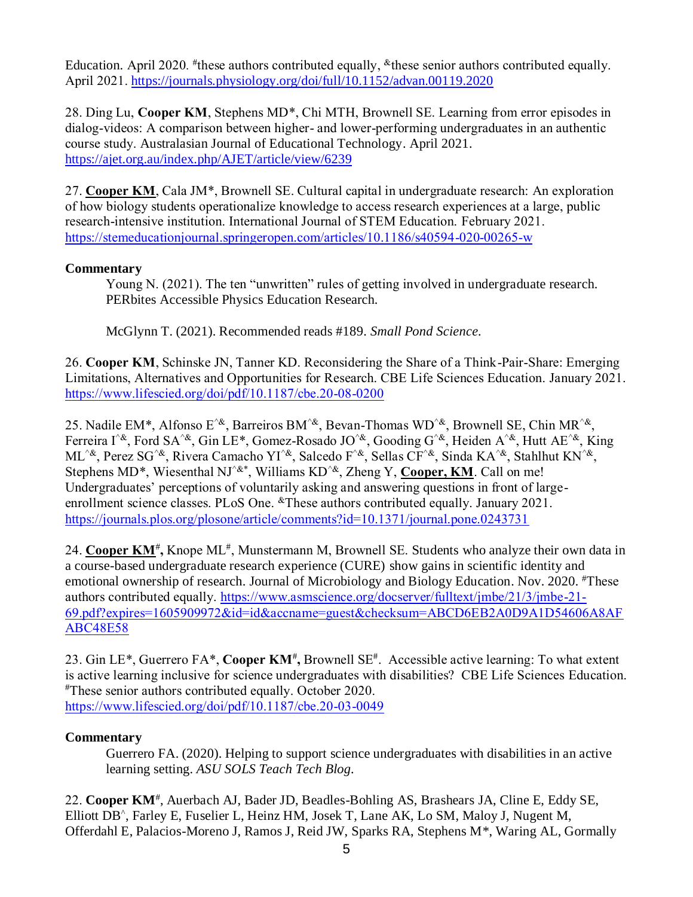Education. April 2020. [#]these authors contributed equally, [&]these senior authors contributed equally. April 2021. https://journals.physiology.org/doi/full/10.1152/advan.00119.2020

28. Ding Lu, **Cooper KM**, Stephens MD*, Chi MTH, Brownell SE. Learning from error episodes in dialog-videos: A comparison between higher- and lower-performing undergraduates in an authentic course study. Australasian Journal of Educational Technology. April 2021. https://ajet.org.au/index.php/AJET/article/view/6239

27. **Cooper KM**, Cala JM*, Brownell SE. Cultural capital in undergraduate research: An exploration of how biology students operationalize knowledge to access research experiences at a large, public research-intensive institution. International Journal of STEM Education. February 2021. https://stemeducationjournal.springeropen.com/articles/10.1186/s40594-020-00265-w

**Commentary**

Young N. (2021). The ten "unwritten" rules of getting involved in undergraduate research. PERbites Accessible Physics Education Research.

McGlynn T. (2021). Recommended reads #189. *Small Pond Science.*

26. **Cooper KM**, Schinske JN, Tanner KD. Reconsidering the Share of a Think-Pair-Share: Emerging Limitations, Alternatives and Opportunities for Research. CBE Life Sciences Education. January 2021. https://www.lifescied.org/doi/pdf/10.1187/cbe.20-08-0200

25. Nadile EM*, Alfonso E[^&], Barreiros BM[^&], Bevan-Thomas WD[^&], Brownell SE, Chin MR[^&], Ferreira I[^&], Ford SA[^&], Gin LE*, Gomez-Rosado JO[^&], Gooding G[^&], Heiden A[^&], Hutt AE[^&], King ML[^&], Perez SG[^&], Rivera Camacho YI[^&], Salcedo F[^&], Sellas CF[^&], Sinda KA[^&], Stahlhut KN[^&], Stephens MD*, Wiesenthal NJ[^&*], Williams KD[^&], Zheng Y, **Cooper, KM**. Call on me! Undergraduates' perceptions of voluntarily asking and answering questions in front of large-enrollment science classes. PLoS One. [&]These authors contributed equally. January 2021. https://journals.plos.org/plosone/article/comments?id=10.1371/journal.pone.0243731

24. **Cooper KM**[#], Knope ML[#], Munstermann M, Brownell SE. Students who analyze their own data in a course-based undergraduate research experience (CURE) show gains in scientific identity and emotional ownership of research. Journal of Microbiology and Biology Education. Nov. 2020. [#]These authors contributed equally. https://www.asmscience.org/docserver/fulltext/jmbe/21/3/jmbe-21-69.pdf?expires=1605909972&id=id&accname=guest&checksum=ABCD6EB2A0D9A1D54606A8AFABC48E58

23. Gin LE*, Guerrero FA*, **Cooper KM**[#], Brownell SE[#]. Accessible active learning: To what extent is active learning inclusive for science undergraduates with disabilities? CBE Life Sciences Education. [#]These senior authors contributed equally. October 2020. https://www.lifescied.org/doi/pdf/10.1187/cbe.20-03-0049

**Commentary**

Guerrero FA. (2020). Helping to support science undergraduates with disabilities in an active learning setting. *ASU SOLS Teach Tech Blog.*

22. **Cooper KM**[#], Auerbach AJ, Bader JD, Beadles-Bohling AS, Brashears JA, Cline E, Eddy SE, Elliott DB[^], Farley E, Fuselier L, Heinz HM, Josek T, Lane AK, Lo SM, Maloy J, Nugent M, Offerdahl E, Palacios-Moreno J, Ramos J, Reid JW, Sparks RA, Stephens M*, Waring AL, Gormally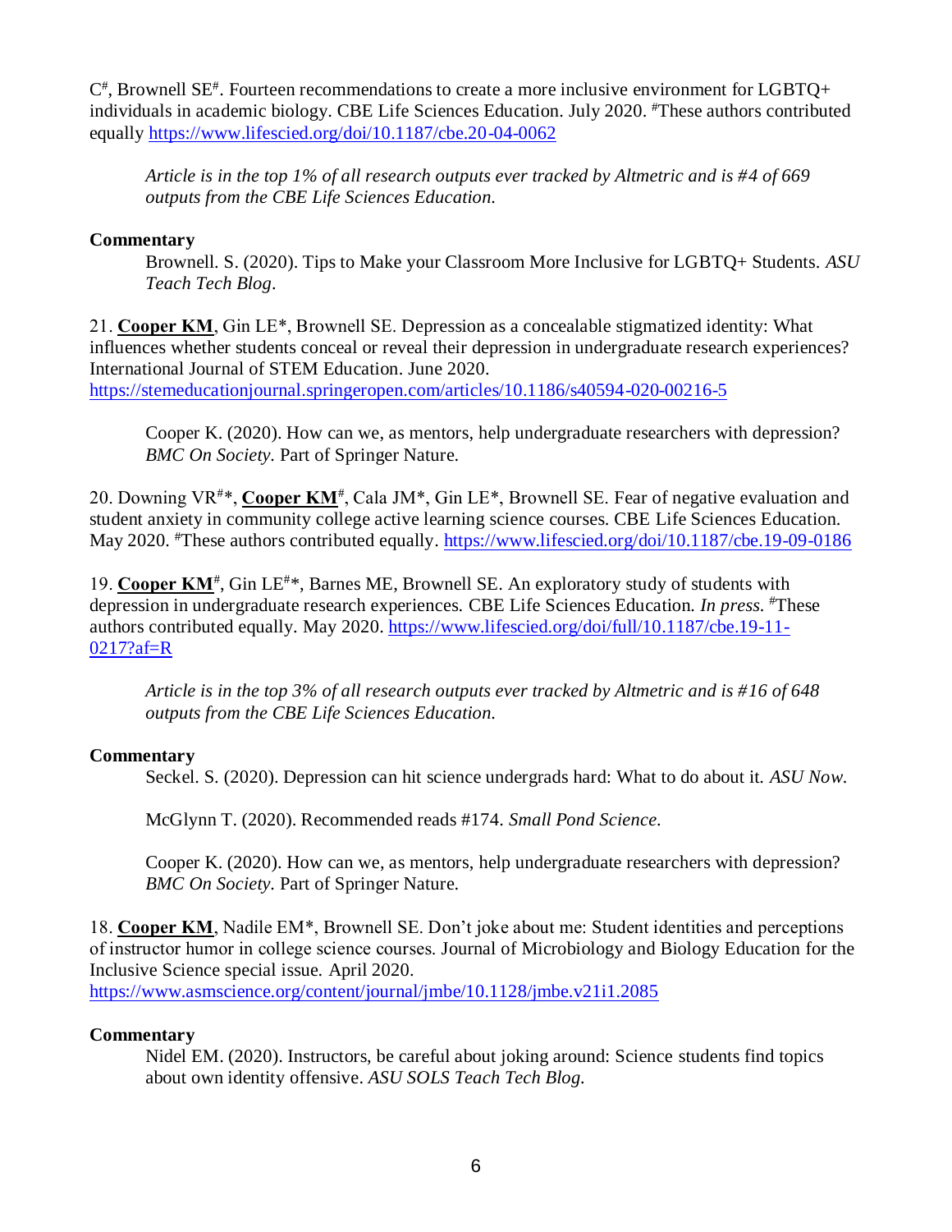C[#], Brownell SE[#]. Fourteen recommendations to create a more inclusive environment for LGBTQ+ individuals in academic biology. CBE Life Sciences Education. July 2020. [#]These authors contributed equally https://www.lifescied.org/doi/10.1187/cbe.20-04-0062

> *Article is in the top 1% of all research outputs ever tracked by Altmetric and is #4 of 669 outputs from the CBE Life Sciences Education.*

**Commentary**

> Brownell. S. (2020). Tips to Make your Classroom More Inclusive for LGBTQ+ Students. *ASU Teach Tech Blog*.

21. **Cooper KM**, Gin LE*, Brownell SE. Depression as a concealable stigmatized identity: What influences whether students conceal or reveal their depression in undergraduate research experiences? International Journal of STEM Education. June 2020. https://stemeducationjournal.springeropen.com/articles/10.1186/s40594-020-00216-5

> Cooper K. (2020). How can we, as mentors, help undergraduate researchers with depression? *BMC On Society*. Part of Springer Nature.

20. Downing VR[#]*, **Cooper KM**[#], Cala JM*, Gin LE*, Brownell SE. Fear of negative evaluation and student anxiety in community college active learning science courses. CBE Life Sciences Education. May 2020. [#]These authors contributed equally. https://www.lifescied.org/doi/10.1187/cbe.19-09-0186

19. **Cooper KM**[#], Gin LE[#]*, Barnes ME, Brownell SE. An exploratory study of students with depression in undergraduate research experiences. CBE Life Sciences Education. *In press*. [#]These authors contributed equally. May 2020. https://www.lifescied.org/doi/full/10.1187/cbe.19-11-0217?af=R

> *Article is in the top 3% of all research outputs ever tracked by Altmetric and is #16 of 648 outputs from the CBE Life Sciences Education.*

**Commentary**

> Seckel. S. (2020). Depression can hit science undergrads hard: What to do about it. *ASU Now*.
>
> McGlynn T. (2020). Recommended reads #174. *Small Pond Science*.
>
> Cooper K. (2020). How can we, as mentors, help undergraduate researchers with depression? *BMC On Society*. Part of Springer Nature.

18. **Cooper KM**, Nadile EM*, Brownell SE. Don't joke about me: Student identities and perceptions of instructor humor in college science courses. Journal of Microbiology and Biology Education for the Inclusive Science special issue. April 2020. https://www.asmscience.org/content/journal/jmbe/10.1128/jmbe.v21i1.2085

**Commentary**

> Nidel EM. (2020). Instructors, be careful about joking around: Science students find topics about own identity offensive. *ASU SOLS Teach Tech Blog*.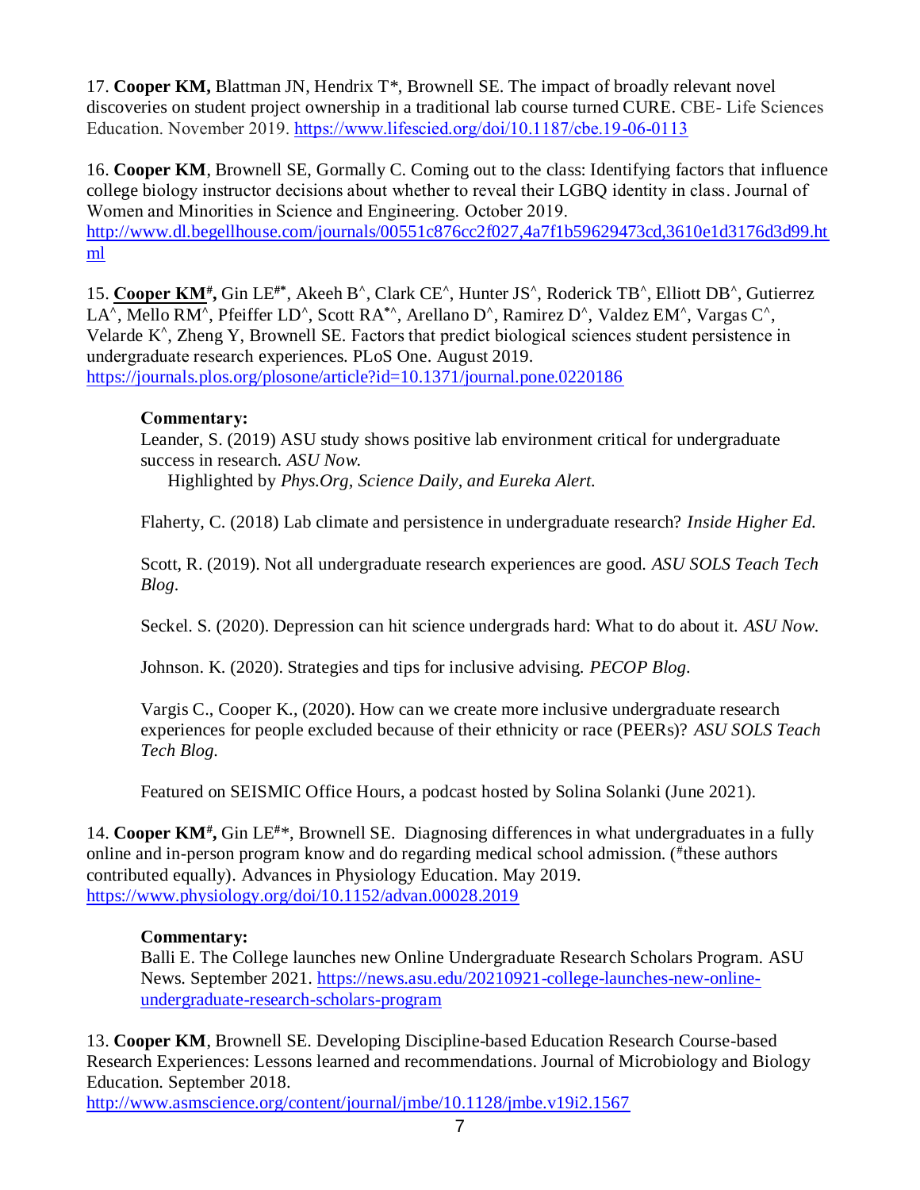17. **Cooper KM,** Blattman JN, Hendrix T*, Brownell SE. The impact of broadly relevant novel discoveries on student project ownership in a traditional lab course turned CURE. CBE- Life Sciences Education. November 2019. https://www.lifescied.org/doi/10.1187/cbe.19-06-0113

16. **Cooper KM**, Brownell SE, Gormally C. Coming out to the class: Identifying factors that influence college biology instructor decisions about whether to reveal their LGBQ identity in class. Journal of Women and Minorities in Science and Engineering. October 2019. http://www.dl.begellhouse.com/journals/00551c876cc2f027,4a7f1b59629473cd,3610e1d3176d3d99.html

15. **Cooper KM[#],** Gin LE[#*], Akeeh B[^], Clark CE[^], Hunter JS[^], Roderick TB[^], Elliott DB[^], Gutierrez LA[^], Mello RM[^], Pfeiffer LD[^], Scott RA[*^], Arellano D[^], Ramirez D[^], Valdez EM[^], Vargas C[^], Velarde K[^], Zheng Y, Brownell SE. Factors that predict biological sciences student persistence in undergraduate research experiences. PLoS One. August 2019. https://journals.plos.org/plosone/article?id=10.1371/journal.pone.0220186

> **Commentary:**
>
> Leander, S. (2019) ASU study shows positive lab environment critical for undergraduate success in research. *ASU Now.*
> Highlighted by *Phys.Org, Science Daily, and Eureka Alert.*
>
> Flaherty, C. (2018) Lab climate and persistence in undergraduate research? *Inside Higher Ed.*
>
> Scott, R. (2019). Not all undergraduate research experiences are good. *ASU SOLS Teach Tech Blog.*
>
> Seckel. S. (2020). Depression can hit science undergrads hard: What to do about it. *ASU Now.*
>
> Johnson. K. (2020). Strategies and tips for inclusive advising. *PECOP Blog.*
>
> Vargis C., Cooper K., (2020). How can we create more inclusive undergraduate research experiences for people excluded because of their ethnicity or race (PEERs)? *ASU SOLS Teach Tech Blog.*
>
> Featured on SEISMIC Office Hours, a podcast hosted by Solina Solanki (June 2021).

14. **Cooper KM[#],** Gin LE[#]*, Brownell SE. Diagnosing differences in what undergraduates in a fully online and in-person program know and do regarding medical school admission. ([#]these authors contributed equally). Advances in Physiology Education. May 2019. https://www.physiology.org/doi/10.1152/advan.00028.2019

> **Commentary:**
>
> Balli E. The College launches new Online Undergraduate Research Scholars Program. ASU News. September 2021. https://news.asu.edu/20210921-college-launches-new-online-undergraduate-research-scholars-program

13. **Cooper KM**, Brownell SE. Developing Discipline-based Education Research Course-based Research Experiences: Lessons learned and recommendations. Journal of Microbiology and Biology Education. September 2018. http://www.asmscience.org/content/journal/jmbe/10.1128/jmbe.v19i2.1567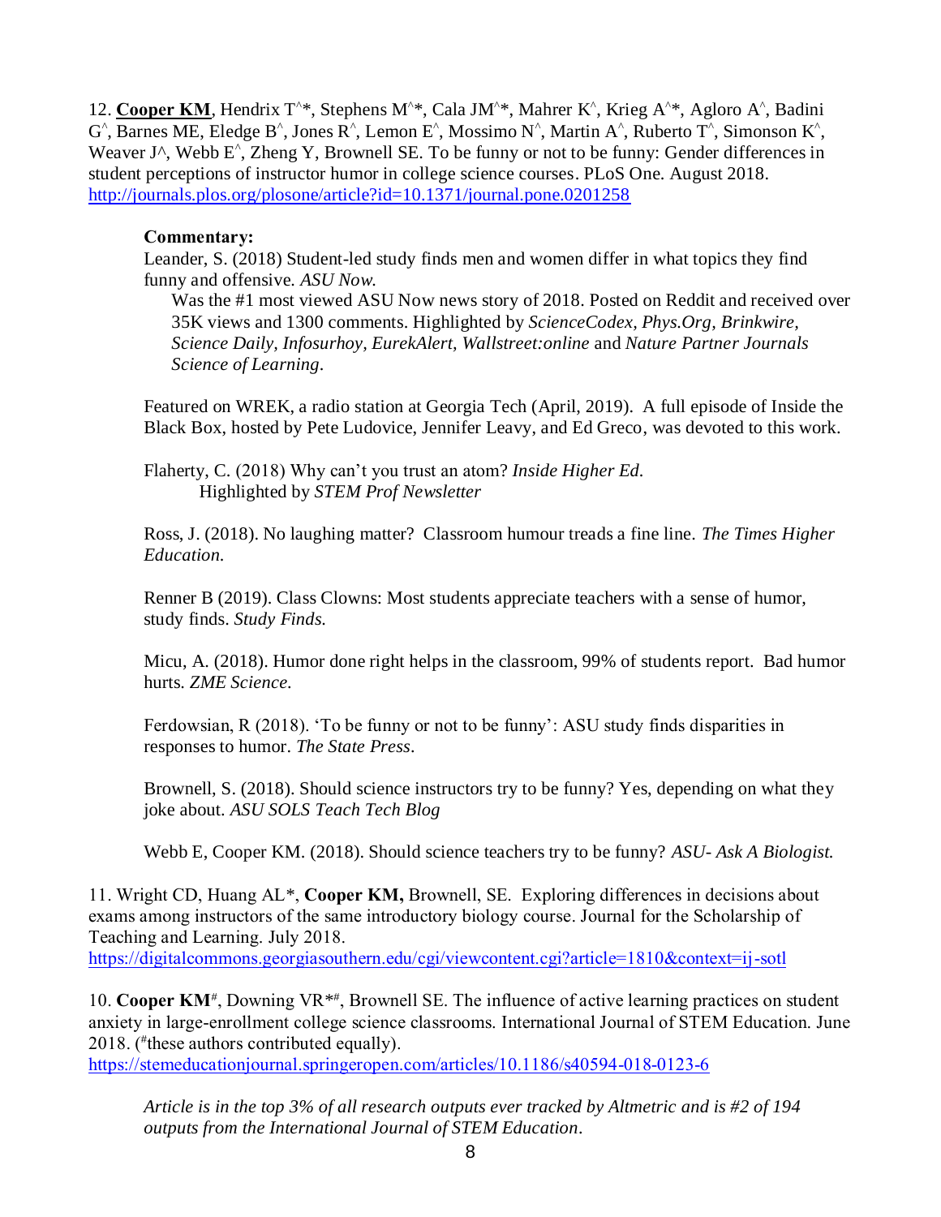12. **Cooper KM**, Hendrix T^*, Stephens M^*, Cala JM^*, Mahrer K^, Krieg A^*, Agloro A^, Badini G^, Barnes ME, Eledge B^, Jones R^, Lemon E^, Mossimo N^, Martin A^, Ruberto T^, Simonson K^, Weaver J^, Webb E^, Zheng Y, Brownell SE. To be funny or not to be funny: Gender differences in student perceptions of instructor humor in college science courses. PLoS One. August 2018. http://journals.plos.org/plosone/article?id=10.1371/journal.pone.0201258

**Commentary:**

Leander, S. (2018) Student-led study finds men and women differ in what topics they find funny and offensive. *ASU Now.*

Was the #1 most viewed ASU Now news story of 2018. Posted on Reddit and received over 35K views and 1300 comments. Highlighted by *ScienceCodex, Phys.Org, Brinkwire, Science Daily, Infosurhoy, EurekAlert, Wallstreet:online* and *Nature Partner Journals Science of Learning.*

Featured on WREK, a radio station at Georgia Tech (April, 2019). A full episode of Inside the Black Box, hosted by Pete Ludovice, Jennifer Leavy, and Ed Greco, was devoted to this work.

Flaherty, C. (2018) Why can't you trust an atom? *Inside Higher Ed.*
Highlighted by *STEM Prof Newsletter*

Ross, J. (2018). No laughing matter? Classroom humour treads a fine line. *The Times Higher Education.*

Renner B (2019). Class Clowns: Most students appreciate teachers with a sense of humor, study finds. *Study Finds.*

Micu, A. (2018). Humor done right helps in the classroom, 99% of students report. Bad humor hurts. *ZME Science.*

Ferdowsian, R (2018). 'To be funny or not to be funny': ASU study finds disparities in responses to humor. *The State Press*.

Brownell, S. (2018). Should science instructors try to be funny? Yes, depending on what they joke about. *ASU SOLS Teach Tech Blog*

Webb E, Cooper KM. (2018). Should science teachers try to be funny? *ASU- Ask A Biologist.*

11. Wright CD, Huang AL*, **Cooper KM,** Brownell, SE. Exploring differences in decisions about exams among instructors of the same introductory biology course. Journal for the Scholarship of Teaching and Learning. July 2018. https://digitalcommons.georgiasouthern.edu/cgi/viewcontent.cgi?article=1810&context=ij-sotl

10. **Cooper KM**[#], Downing VR*[#], Brownell SE. The influence of active learning practices on student anxiety in large-enrollment college science classrooms. International Journal of STEM Education. June 2018. ([#]these authors contributed equally). https://stemeducationjournal.springeropen.com/articles/10.1186/s40594-018-0123-6

*Article is in the top 3% of all research outputs ever tracked by Altmetric and is #2 of 194 outputs from the International Journal of STEM Education.*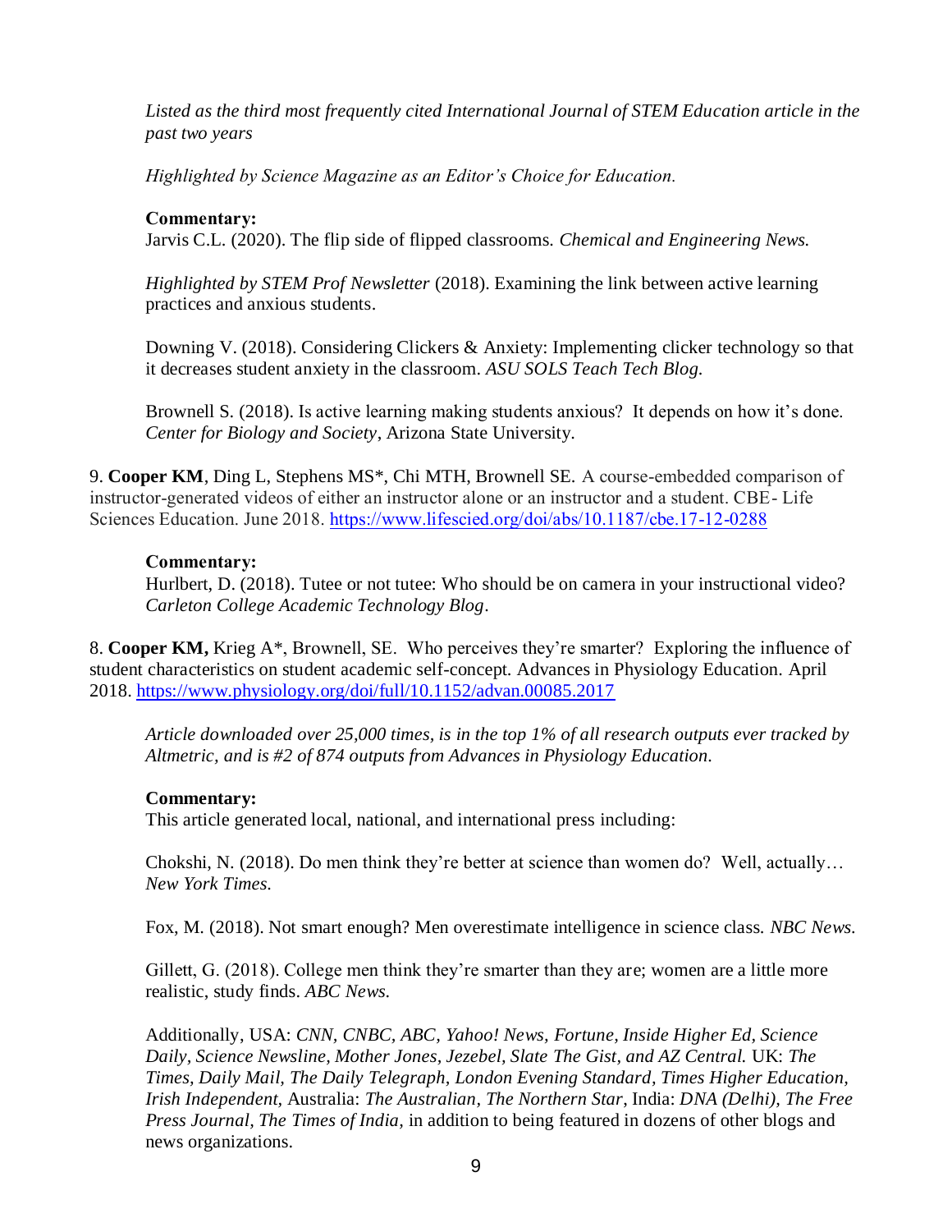*Listed as the third most frequently cited International Journal of STEM Education article in the past two years*

*Highlighted by Science Magazine as an Editor's Choice for Education.*

**Commentary:**
Jarvis C.L. (2020). The flip side of flipped classrooms. *Chemical and Engineering News.*

*Highlighted by STEM Prof Newsletter* (2018). Examining the link between active learning practices and anxious students.

Downing V. (2018). Considering Clickers & Anxiety: Implementing clicker technology so that it decreases student anxiety in the classroom. *ASU SOLS Teach Tech Blog.*

Brownell S. (2018). Is active learning making students anxious? It depends on how it's done. *Center for Biology and Society*, Arizona State University.

9. **Cooper KM**, Ding L, Stephens MS*, Chi MTH, Brownell SE. A course-embedded comparison of instructor-generated videos of either an instructor alone or an instructor and a student. CBE- Life Sciences Education. June 2018. https://www.lifescied.org/doi/abs/10.1187/cbe.17-12-0288

**Commentary:**
Hurlbert, D. (2018). Tutee or not tutee: Who should be on camera in your instructional video? *Carleton College Academic Technology Blog*.

8. **Cooper KM,** Krieg A*, Brownell, SE. Who perceives they're smarter? Exploring the influence of student characteristics on student academic self-concept. Advances in Physiology Education. April 2018. https://www.physiology.org/doi/full/10.1152/advan.00085.2017

*Article downloaded over 25,000 times, is in the top 1% of all research outputs ever tracked by Altmetric, and is #2 of 874 outputs from Advances in Physiology Education.*

**Commentary:**
This article generated local, national, and international press including:

Chokshi, N. (2018). Do men think they're better at science than women do? Well, actually… *New York Times.*

Fox, M. (2018). Not smart enough? Men overestimate intelligence in science class. *NBC News.*

Gillett, G. (2018). College men think they're smarter than they are; women are a little more realistic, study finds. *ABC News.*

Additionally, USA: *CNN, CNBC, ABC, Yahoo! News, Fortune, Inside Higher Ed, Science Daily, Science Newsline, Mother Jones, Jezebel, Slate The Gist, and AZ Central.* UK: *The Times, Daily Mail, The Daily Telegraph, London Evening Standard, Times Higher Education, Irish Independent,* Australia: *The Australian, The Northern Star*, India: *DNA (Delhi), The Free Press Journal, The Times of India,* in addition to being featured in dozens of other blogs and news organizations.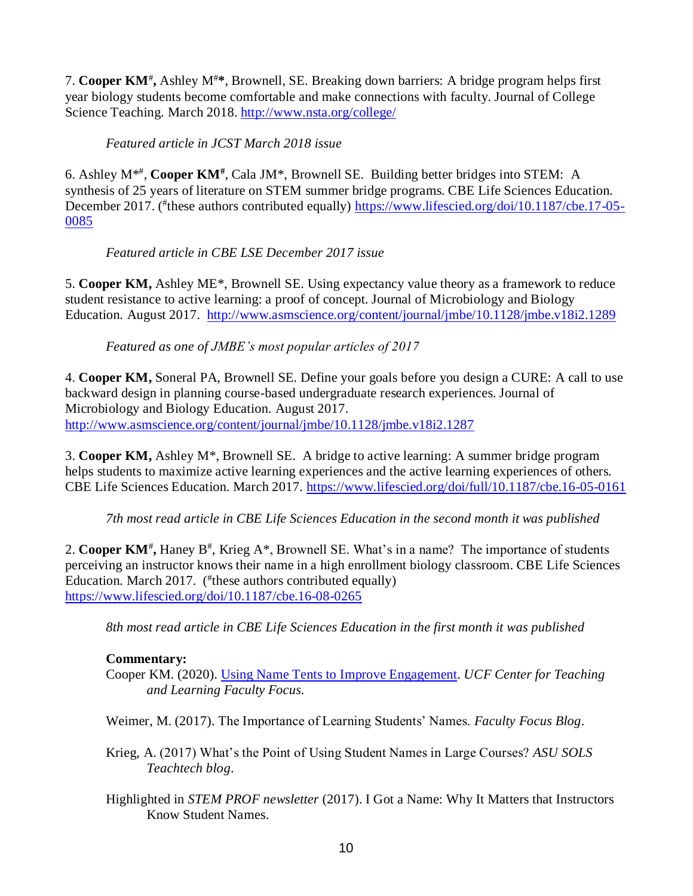7. **Cooper KM**[#]**,** Ashley M[#]*, Brownell, SE. Breaking down barriers: A bridge program helps first year biology students become comfortable and make connections with faculty. Journal of College Science Teaching. March 2018. [http://www.nsta.org/college/](http://www.nsta.org/college/)

*Featured article in JCST March 2018 issue*

6. Ashley M*[#], **Cooper KM**[#], Cala JM*, Brownell SE. Building better bridges into STEM: A synthesis of 25 years of literature on STEM summer bridge programs. CBE Life Sciences Education. December 2017. ([#]these authors contributed equally) [https://www.lifescied.org/doi/10.1187/cbe.17-05-0085](https://www.lifescied.org/doi/10.1187/cbe.17-05-0085)

*Featured article in CBE LSE December 2017 issue*

5. **Cooper KM,** Ashley ME*, Brownell SE. Using expectancy value theory as a framework to reduce student resistance to active learning: a proof of concept. Journal of Microbiology and Biology Education. August 2017. [http://www.asmscience.org/content/journal/jmbe/10.1128/jmbe.v18i2.1289](http://www.asmscience.org/content/journal/jmbe/10.1128/jmbe.v18i2.1289)

*Featured as one of JMBE's most popular articles of 2017*

4. **Cooper KM,** Soneral PA, Brownell SE. Define your goals before you design a CURE: A call to use backward design in planning course-based undergraduate research experiences. Journal of Microbiology and Biology Education. August 2017. [http://www.asmscience.org/content/journal/jmbe/10.1128/jmbe.v18i2.1287](http://www.asmscience.org/content/journal/jmbe/10.1128/jmbe.v18i2.1287)

3. **Cooper KM,** Ashley M*, Brownell SE. A bridge to active learning: A summer bridge program helps students to maximize active learning experiences and the active learning experiences of others. CBE Life Sciences Education. March 2017. [https://www.lifescied.org/doi/full/10.1187/cbe.16-05-0161](https://www.lifescied.org/doi/full/10.1187/cbe.16-05-0161)

*7th most read article in CBE Life Sciences Education in the second month it was published*

2. **Cooper KM**[#]**,** Haney B[#], Krieg A*, Brownell SE. What's in a name? The importance of students perceiving an instructor knows their name in a high enrollment biology classroom. CBE Life Sciences Education. March 2017. ([#]these authors contributed equally) [https://www.lifescied.org/doi/10.1187/cbe.16-08-0265](https://www.lifescied.org/doi/10.1187/cbe.16-08-0265)

*8th most read article in CBE Life Sciences Education in the first month it was published*

**Commentary:**

Cooper KM. (2020). [Using Name Tents to Improve Engagement](). *UCF Center for Teaching and Learning Faculty Focus.*

Weimer, M. (2017). The Importance of Learning Students' Names. *Faculty Focus Blog*.

Krieg, A. (2017) What's the Point of Using Student Names in Large Courses? *ASU SOLS Teachtech blog*.

Highlighted in *STEM PROF newsletter* (2017). I Got a Name: Why It Matters that Instructors Know Student Names.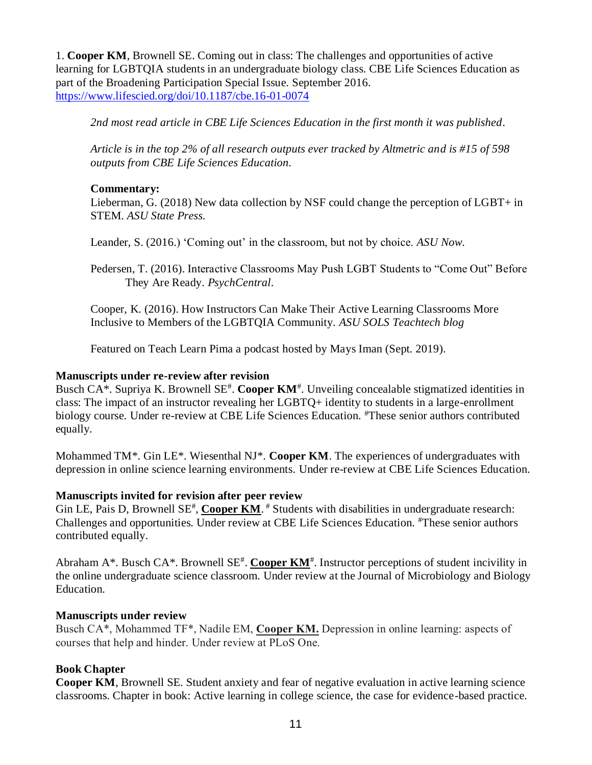1. **Cooper KM**, Brownell SE. Coming out in class: The challenges and opportunities of active learning for LGBTQIA students in an undergraduate biology class. CBE Life Sciences Education as part of the Broadening Participation Special Issue. September 2016. https://www.lifescied.org/doi/10.1187/cbe.16-01-0074

> *2nd most read article in CBE Life Sciences Education in the first month it was published.*
>
> *Article is in the top 2% of all research outputs ever tracked by Altmetric and is #15 of 598 outputs from CBE Life Sciences Education.*
>
> **Commentary:**
>
> Lieberman, G. (2018) New data collection by NSF could change the perception of LGBT+ in STEM. *ASU State Press.*
>
> Leander, S. (2016.) 'Coming out' in the classroom, but not by choice. *ASU Now.*
>
> Pedersen, T. (2016). Interactive Classrooms May Push LGBT Students to "Come Out" Before They Are Ready. *PsychCentral.*
>
> Cooper, K. (2016). How Instructors Can Make Their Active Learning Classrooms More Inclusive to Members of the LGBTQIA Community. *ASU SOLS Teachtech blog*
>
> Featured on Teach Learn Pima a podcast hosted by Mays Iman (Sept. 2019).

**Manuscripts under re-review after revision**

Busch CA*. Supriya K. Brownell SE#. **Cooper KM**#. Unveiling concealable stigmatized identities in class: The impact of an instructor revealing her LGBTQ+ identity to students in a large-enrollment biology course. Under re-review at CBE Life Sciences Education. #These senior authors contributed equally.

Mohammed TM*. Gin LE*. Wiesenthal NJ*. **Cooper KM**. The experiences of undergraduates with depression in online science learning environments. Under re-review at CBE Life Sciences Education.

**Manuscripts invited for revision after peer review**

Gin LE, Pais D, Brownell SE#, **Cooper KM**. # Students with disabilities in undergraduate research: Challenges and opportunities. Under review at CBE Life Sciences Education. #These senior authors contributed equally.

Abraham A*. Busch CA*. Brownell SE#. **Cooper KM**#. Instructor perceptions of student incivility in the online undergraduate science classroom. Under review at the Journal of Microbiology and Biology Education.

**Manuscripts under review**

Busch CA*, Mohammed TF*, Nadile EM, **Cooper KM.** Depression in online learning: aspects of courses that help and hinder. Under review at PLoS One.

**Book Chapter**

**Cooper KM**, Brownell SE. Student anxiety and fear of negative evaluation in active learning science classrooms. Chapter in book: Active learning in college science, the case for evidence-based practice.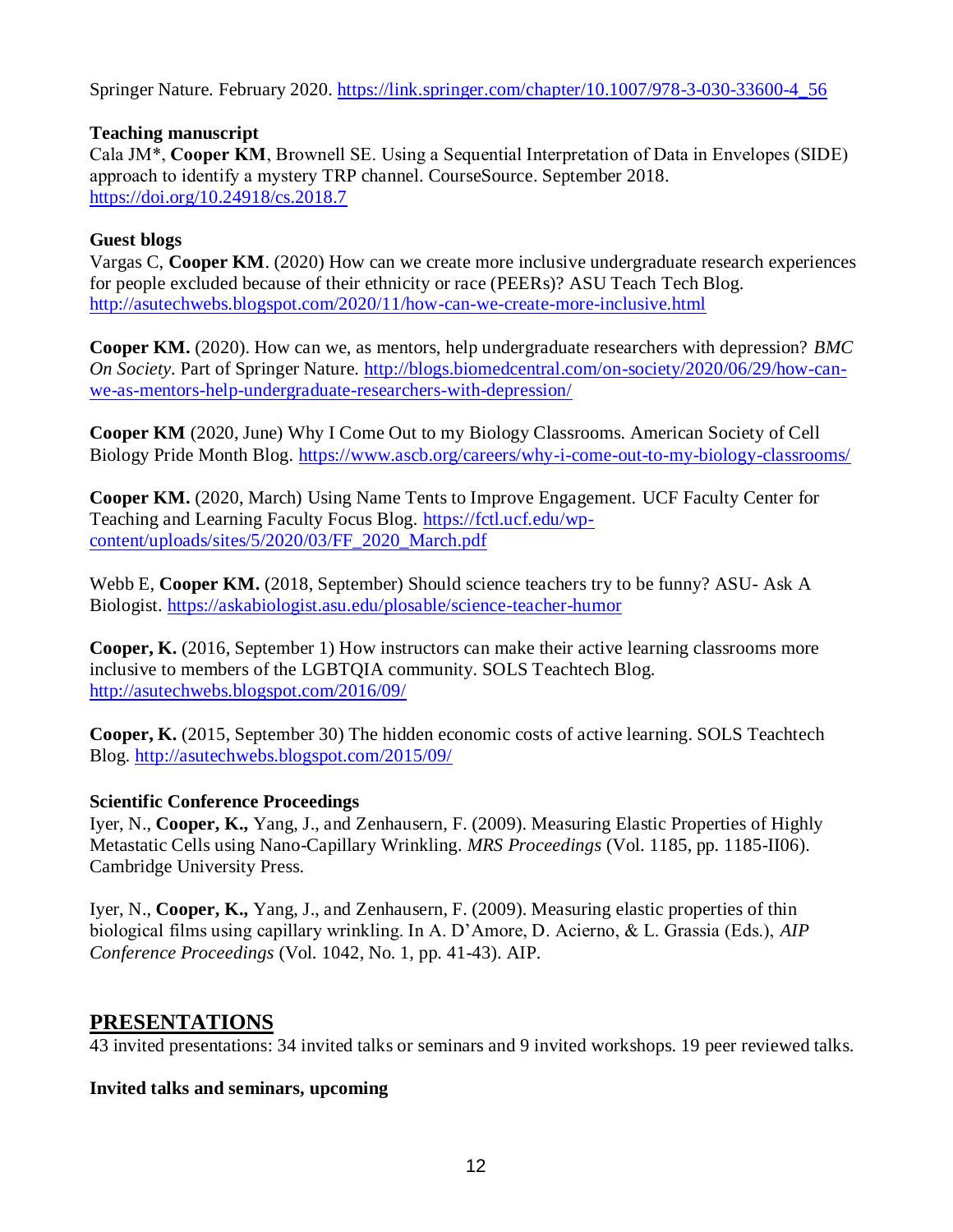Springer Nature. February 2020. https://link.springer.com/chapter/10.1007/978-3-030-33600-4_56

**Teaching manuscript**

Cala JM*, **Cooper KM**, Brownell SE. Using a Sequential Interpretation of Data in Envelopes (SIDE) approach to identify a mystery TRP channel. CourseSource. September 2018. https://doi.org/10.24918/cs.2018.7

**Guest blogs**

Vargas C, **Cooper KM**. (2020) How can we create more inclusive undergraduate research experiences for people excluded because of their ethnicity or race (PEERs)? ASU Teach Tech Blog. http://asutechwebs.blogspot.com/2020/11/how-can-we-create-more-inclusive.html

**Cooper KM.** (2020). How can we, as mentors, help undergraduate researchers with depression? *BMC On Society*. Part of Springer Nature. http://blogs.biomedcentral.com/on-society/2020/06/29/how-can-we-as-mentors-help-undergraduate-researchers-with-depression/

**Cooper KM** (2020, June) Why I Come Out to my Biology Classrooms. American Society of Cell Biology Pride Month Blog. https://www.ascb.org/careers/why-i-come-out-to-my-biology-classrooms/

**Cooper KM.** (2020, March) Using Name Tents to Improve Engagement. UCF Faculty Center for Teaching and Learning Faculty Focus Blog. https://fctl.ucf.edu/wp-content/uploads/sites/5/2020/03/FF_2020_March.pdf

Webb E, **Cooper KM.** (2018, September) Should science teachers try to be funny? ASU- Ask A Biologist. https://askabiologist.asu.edu/plosable/science-teacher-humor

**Cooper, K.** (2016, September 1) How instructors can make their active learning classrooms more inclusive to members of the LGBTQIA community. SOLS Teachtech Blog. http://asutechwebs.blogspot.com/2016/09/

**Cooper, K.** (2015, September 30) The hidden economic costs of active learning. SOLS Teachtech Blog. http://asutechwebs.blogspot.com/2015/09/

**Scientific Conference Proceedings**

Iyer, N., **Cooper, K.,** Yang, J., and Zenhausern, F. (2009). Measuring Elastic Properties of Highly Metastatic Cells using Nano-Capillary Wrinkling. *MRS Proceedings* (Vol. 1185, pp. 1185-II06). Cambridge University Press.

Iyer, N., **Cooper, K.,** Yang, J., and Zenhausern, F. (2009). Measuring elastic properties of thin biological films using capillary wrinkling. In A. D'Amore, D. Acierno, & L. Grassia (Eds.), *AIP Conference Proceedings* (Vol. 1042, No. 1, pp. 41-43). AIP.

## PRESENTATIONS

43 invited presentations: 34 invited talks or seminars and 9 invited workshops. 19 peer reviewed talks.

**Invited talks and seminars, upcoming**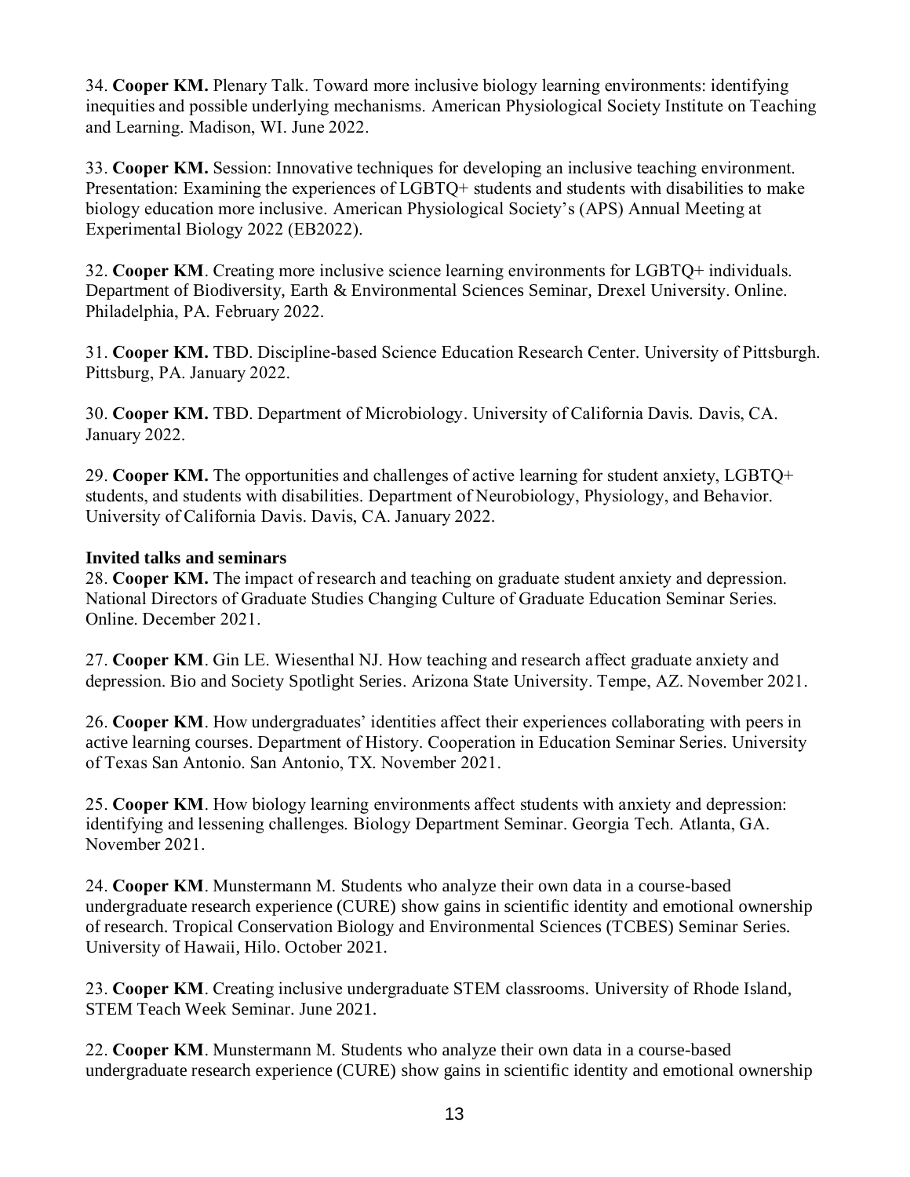34. **Cooper KM.** Plenary Talk. Toward more inclusive biology learning environments: identifying inequities and possible underlying mechanisms. American Physiological Society Institute on Teaching and Learning. Madison, WI. June 2022.

33. **Cooper KM.** Session: Innovative techniques for developing an inclusive teaching environment. Presentation: Examining the experiences of LGBTQ+ students and students with disabilities to make biology education more inclusive. American Physiological Society's (APS) Annual Meeting at Experimental Biology 2022 (EB2022).

32. **Cooper KM**. Creating more inclusive science learning environments for LGBTQ+ individuals. Department of Biodiversity, Earth & Environmental Sciences Seminar, Drexel University. Online. Philadelphia, PA. February 2022.

31. **Cooper KM.** TBD. Discipline-based Science Education Research Center. University of Pittsburgh. Pittsburg, PA. January 2022.

30. **Cooper KM.** TBD. Department of Microbiology. University of California Davis. Davis, CA. January 2022.

29. **Cooper KM.** The opportunities and challenges of active learning for student anxiety, LGBTQ+ students, and students with disabilities. Department of Neurobiology, Physiology, and Behavior. University of California Davis. Davis, CA. January 2022.

**Invited talks and seminars**

28. **Cooper KM.** The impact of research and teaching on graduate student anxiety and depression. National Directors of Graduate Studies Changing Culture of Graduate Education Seminar Series. Online. December 2021.

27. **Cooper KM**. Gin LE. Wiesenthal NJ. How teaching and research affect graduate anxiety and depression. Bio and Society Spotlight Series. Arizona State University. Tempe, AZ. November 2021.

26. **Cooper KM**. How undergraduates' identities affect their experiences collaborating with peers in active learning courses. Department of History. Cooperation in Education Seminar Series. University of Texas San Antonio. San Antonio, TX. November 2021.

25. **Cooper KM**. How biology learning environments affect students with anxiety and depression: identifying and lessening challenges. Biology Department Seminar. Georgia Tech. Atlanta, GA. November 2021.

24. **Cooper KM**. Munstermann M. Students who analyze their own data in a course-based undergraduate research experience (CURE) show gains in scientific identity and emotional ownership of research. Tropical Conservation Biology and Environmental Sciences (TCBES) Seminar Series. University of Hawaii, Hilo. October 2021.

23. **Cooper KM**. Creating inclusive undergraduate STEM classrooms. University of Rhode Island, STEM Teach Week Seminar. June 2021.

22. **Cooper KM**. Munstermann M. Students who analyze their own data in a course-based undergraduate research experience (CURE) show gains in scientific identity and emotional ownership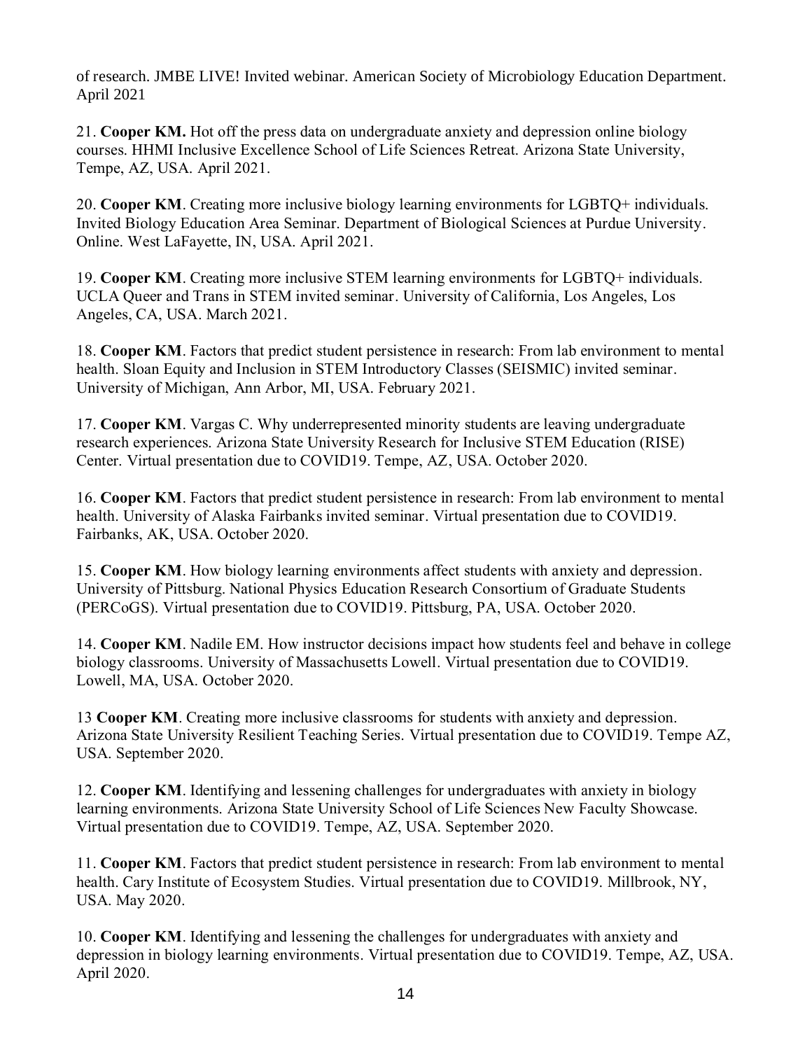of research. JMBE LIVE! Invited webinar. American Society of Microbiology Education Department. April 2021

21. **Cooper KM.** Hot off the press data on undergraduate anxiety and depression online biology courses. HHMI Inclusive Excellence School of Life Sciences Retreat. Arizona State University, Tempe, AZ, USA. April 2021.

20. **Cooper KM**. Creating more inclusive biology learning environments for LGBTQ+ individuals. Invited Biology Education Area Seminar. Department of Biological Sciences at Purdue University. Online. West LaFayette, IN, USA. April 2021.

19. **Cooper KM**. Creating more inclusive STEM learning environments for LGBTQ+ individuals. UCLA Queer and Trans in STEM invited seminar. University of California, Los Angeles, Los Angeles, CA, USA. March 2021.

18. **Cooper KM**. Factors that predict student persistence in research: From lab environment to mental health. Sloan Equity and Inclusion in STEM Introductory Classes (SEISMIC) invited seminar. University of Michigan, Ann Arbor, MI, USA. February 2021.

17. **Cooper KM**. Vargas C. Why underrepresented minority students are leaving undergraduate research experiences. Arizona State University Research for Inclusive STEM Education (RISE) Center. Virtual presentation due to COVID19. Tempe, AZ, USA. October 2020.

16. **Cooper KM**. Factors that predict student persistence in research: From lab environment to mental health. University of Alaska Fairbanks invited seminar. Virtual presentation due to COVID19. Fairbanks, AK, USA. October 2020.

15. **Cooper KM**. How biology learning environments affect students with anxiety and depression. University of Pittsburg. National Physics Education Research Consortium of Graduate Students (PERCoGS). Virtual presentation due to COVID19. Pittsburg, PA, USA. October 2020.

14. **Cooper KM**. Nadile EM. How instructor decisions impact how students feel and behave in college biology classrooms. University of Massachusetts Lowell. Virtual presentation due to COVID19. Lowell, MA, USA. October 2020.

13 **Cooper KM**. Creating more inclusive classrooms for students with anxiety and depression. Arizona State University Resilient Teaching Series. Virtual presentation due to COVID19. Tempe AZ, USA. September 2020.

12. **Cooper KM**. Identifying and lessening challenges for undergraduates with anxiety in biology learning environments. Arizona State University School of Life Sciences New Faculty Showcase. Virtual presentation due to COVID19. Tempe, AZ, USA. September 2020.

11. **Cooper KM**. Factors that predict student persistence in research: From lab environment to mental health. Cary Institute of Ecosystem Studies. Virtual presentation due to COVID19. Millbrook, NY, USA. May 2020.

10. **Cooper KM**. Identifying and lessening the challenges for undergraduates with anxiety and depression in biology learning environments. Virtual presentation due to COVID19. Tempe, AZ, USA. April 2020.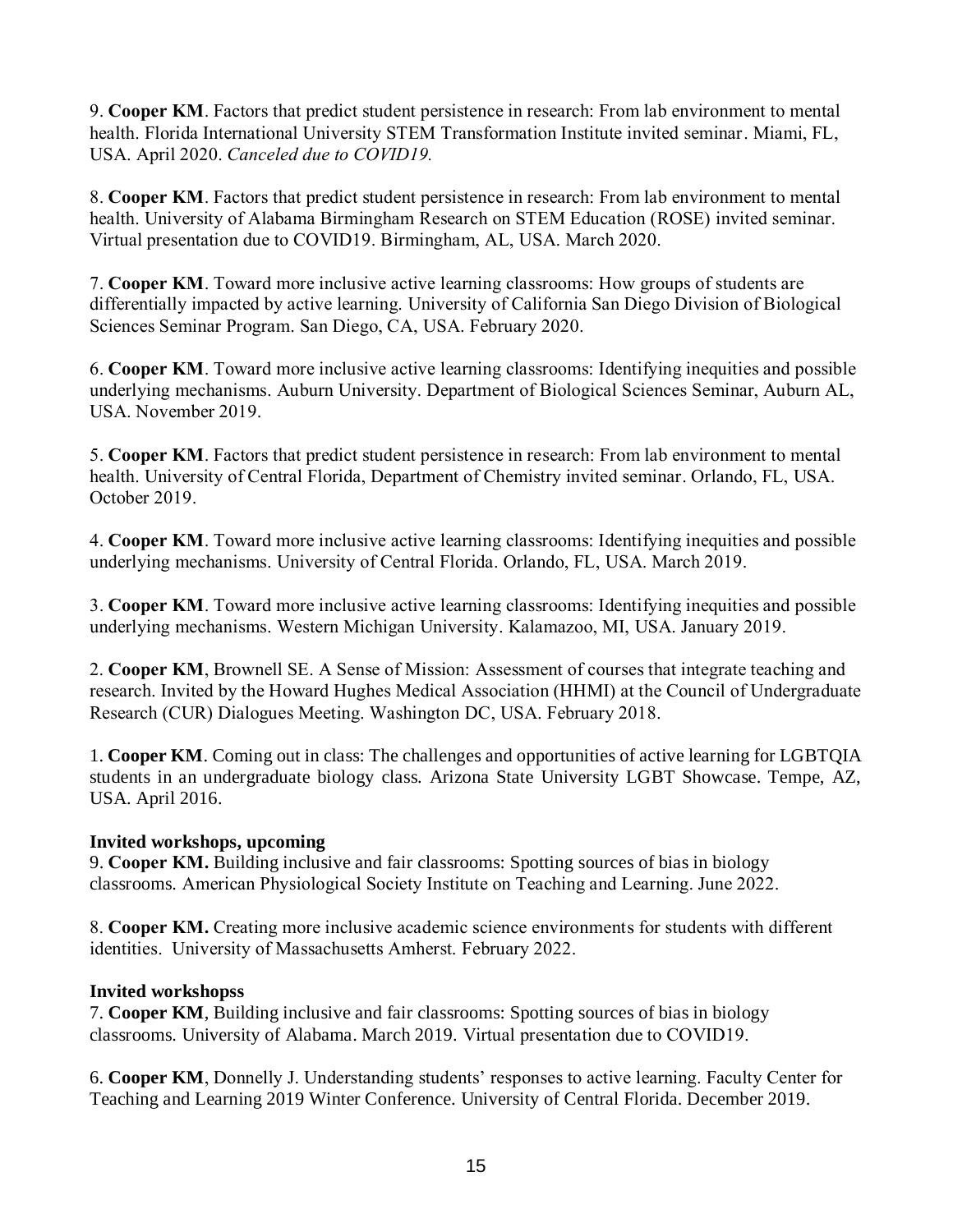9. **Cooper KM**. Factors that predict student persistence in research: From lab environment to mental health. Florida International University STEM Transformation Institute invited seminar. Miami, FL, USA. April 2020. *Canceled due to COVID19.*

8. **Cooper KM**. Factors that predict student persistence in research: From lab environment to mental health. University of Alabama Birmingham Research on STEM Education (ROSE) invited seminar. Virtual presentation due to COVID19. Birmingham, AL, USA. March 2020.

7. **Cooper KM**. Toward more inclusive active learning classrooms: How groups of students are differentially impacted by active learning. University of California San Diego Division of Biological Sciences Seminar Program. San Diego, CA, USA. February 2020.

6. **Cooper KM**. Toward more inclusive active learning classrooms: Identifying inequities and possible underlying mechanisms. Auburn University. Department of Biological Sciences Seminar, Auburn AL, USA. November 2019.

5. **Cooper KM**. Factors that predict student persistence in research: From lab environment to mental health. University of Central Florida, Department of Chemistry invited seminar. Orlando, FL, USA. October 2019.

4. **Cooper KM**. Toward more inclusive active learning classrooms: Identifying inequities and possible underlying mechanisms. University of Central Florida. Orlando, FL, USA. March 2019.

3. **Cooper KM**. Toward more inclusive active learning classrooms: Identifying inequities and possible underlying mechanisms. Western Michigan University. Kalamazoo, MI, USA. January 2019.

2. **Cooper KM**, Brownell SE. A Sense of Mission: Assessment of courses that integrate teaching and research. Invited by the Howard Hughes Medical Association (HHMI) at the Council of Undergraduate Research (CUR) Dialogues Meeting. Washington DC, USA. February 2018.

1. **Cooper KM**. Coming out in class: The challenges and opportunities of active learning for LGBTQIA students in an undergraduate biology class. Arizona State University LGBT Showcase. Tempe, AZ, USA. April 2016.

**Invited workshops, upcoming**

9. **Cooper KM.** Building inclusive and fair classrooms: Spotting sources of bias in biology classrooms. American Physiological Society Institute on Teaching and Learning. June 2022.

8. **Cooper KM.** Creating more inclusive academic science environments for students with different identities. University of Massachusetts Amherst. February 2022.

**Invited workshopss**

7. **Cooper KM**, Building inclusive and fair classrooms: Spotting sources of bias in biology classrooms. University of Alabama. March 2019. Virtual presentation due to COVID19.

6. **Cooper KM**, Donnelly J. Understanding students' responses to active learning. Faculty Center for Teaching and Learning 2019 Winter Conference. University of Central Florida. December 2019.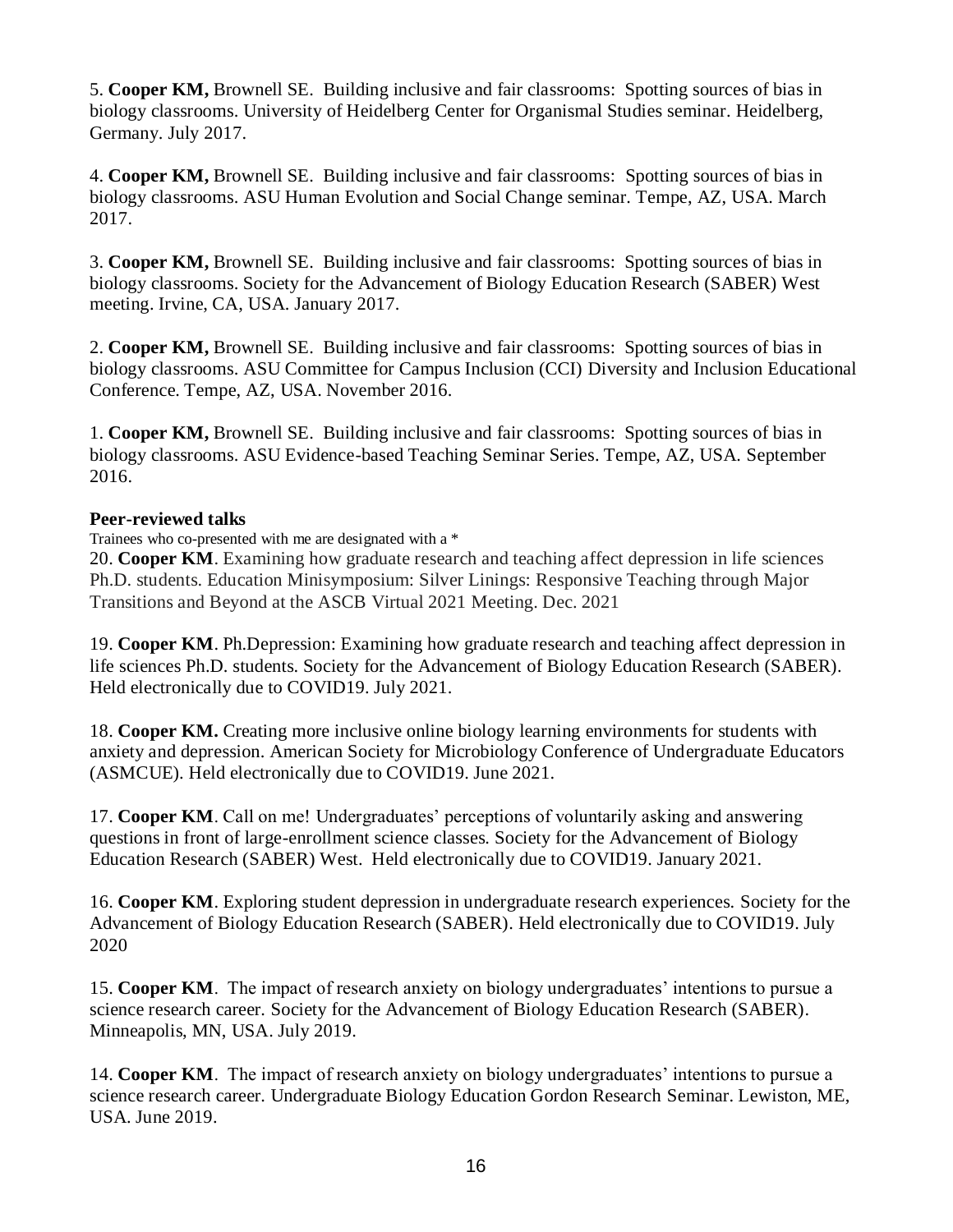5. **Cooper KM,** Brownell SE. Building inclusive and fair classrooms: Spotting sources of bias in biology classrooms. University of Heidelberg Center for Organismal Studies seminar. Heidelberg, Germany. July 2017.

4. **Cooper KM,** Brownell SE. Building inclusive and fair classrooms: Spotting sources of bias in biology classrooms. ASU Human Evolution and Social Change seminar. Tempe, AZ, USA. March 2017.

3. **Cooper KM,** Brownell SE. Building inclusive and fair classrooms: Spotting sources of bias in biology classrooms. Society for the Advancement of Biology Education Research (SABER) West meeting. Irvine, CA, USA. January 2017.

2. **Cooper KM,** Brownell SE. Building inclusive and fair classrooms: Spotting sources of bias in biology classrooms. ASU Committee for Campus Inclusion (CCI) Diversity and Inclusion Educational Conference. Tempe, AZ, USA. November 2016.

1. **Cooper KM,** Brownell SE. Building inclusive and fair classrooms: Spotting sources of bias in biology classrooms. ASU Evidence-based Teaching Seminar Series. Tempe, AZ, USA. September 2016.

**Peer-reviewed talks**

Trainees who co-presented with me are designated with a *

20. **Cooper KM**. Examining how graduate research and teaching affect depression in life sciences Ph.D. students. Education Minisymposium: Silver Linings: Responsive Teaching through Major Transitions and Beyond at the ASCB Virtual 2021 Meeting. Dec. 2021

19. **Cooper KM**. Ph.Depression: Examining how graduate research and teaching affect depression in life sciences Ph.D. students. Society for the Advancement of Biology Education Research (SABER). Held electronically due to COVID19. July 2021.

18. **Cooper KM.** Creating more inclusive online biology learning environments for students with anxiety and depression. American Society for Microbiology Conference of Undergraduate Educators (ASMCUE). Held electronically due to COVID19. June 2021.

17. **Cooper KM**. Call on me! Undergraduates' perceptions of voluntarily asking and answering questions in front of large-enrollment science classes. Society for the Advancement of Biology Education Research (SABER) West. Held electronically due to COVID19. January 2021.

16. **Cooper KM**. Exploring student depression in undergraduate research experiences. Society for the Advancement of Biology Education Research (SABER). Held electronically due to COVID19. July 2020

15. **Cooper KM**. The impact of research anxiety on biology undergraduates' intentions to pursue a science research career. Society for the Advancement of Biology Education Research (SABER). Minneapolis, MN, USA. July 2019.

14. **Cooper KM**. The impact of research anxiety on biology undergraduates' intentions to pursue a science research career. Undergraduate Biology Education Gordon Research Seminar. Lewiston, ME, USA. June 2019.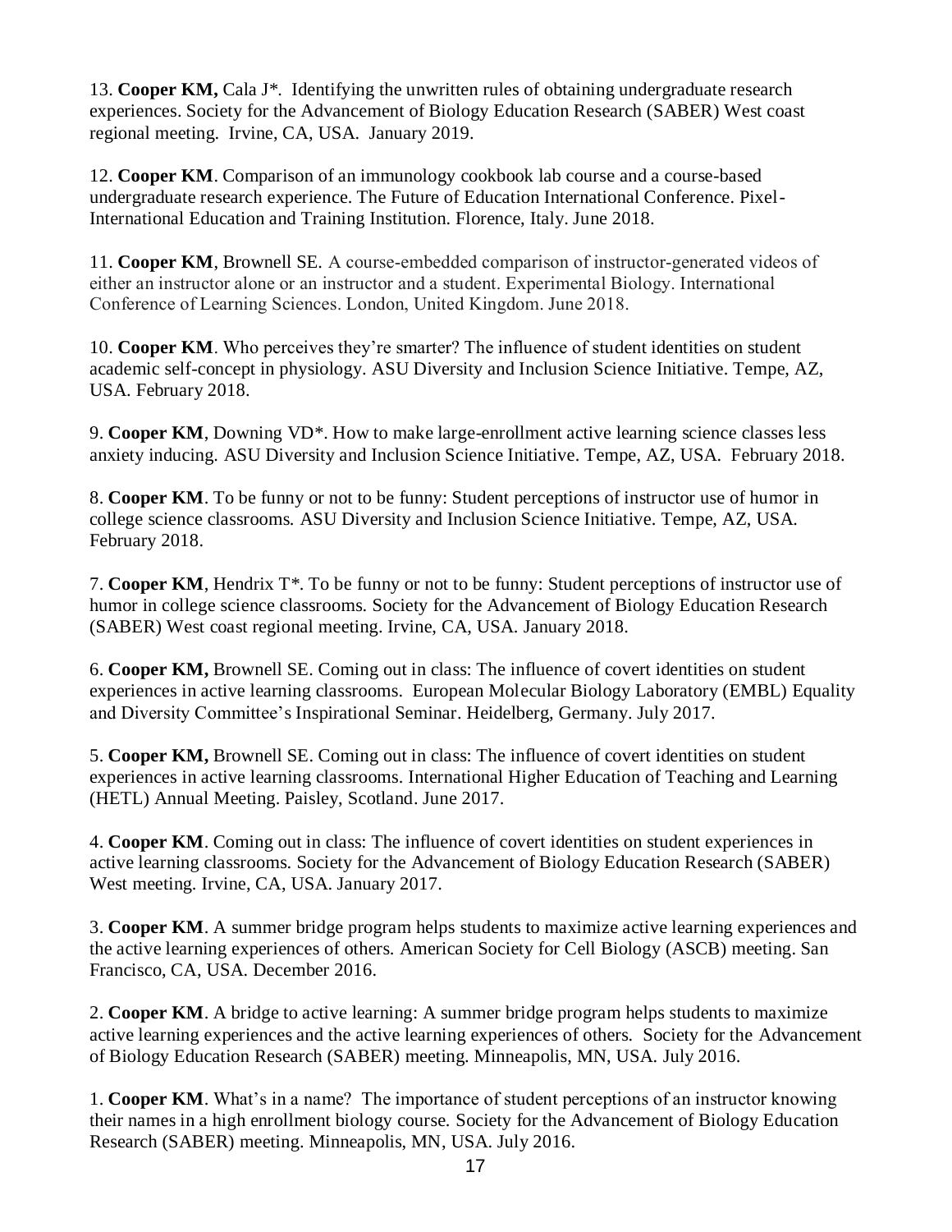13. **Cooper KM,** Cala J*. Identifying the unwritten rules of obtaining undergraduate research experiences. Society for the Advancement of Biology Education Research (SABER) West coast regional meeting. Irvine, CA, USA. January 2019.

12. **Cooper KM**. Comparison of an immunology cookbook lab course and a course-based undergraduate research experience. The Future of Education International Conference. Pixel-International Education and Training Institution. Florence, Italy. June 2018.

11. **Cooper KM**, Brownell SE. A course-embedded comparison of instructor-generated videos of either an instructor alone or an instructor and a student. Experimental Biology. International Conference of Learning Sciences. London, United Kingdom. June 2018.

10. **Cooper KM**. Who perceives they're smarter? The influence of student identities on student academic self-concept in physiology. ASU Diversity and Inclusion Science Initiative. Tempe, AZ, USA. February 2018.

9. **Cooper KM**, Downing VD*. How to make large-enrollment active learning science classes less anxiety inducing. ASU Diversity and Inclusion Science Initiative. Tempe, AZ, USA. February 2018.

8. **Cooper KM**. To be funny or not to be funny: Student perceptions of instructor use of humor in college science classrooms. ASU Diversity and Inclusion Science Initiative. Tempe, AZ, USA. February 2018.

7. **Cooper KM**, Hendrix T*. To be funny or not to be funny: Student perceptions of instructor use of humor in college science classrooms. Society for the Advancement of Biology Education Research (SABER) West coast regional meeting. Irvine, CA, USA. January 2018.

6. **Cooper KM,** Brownell SE. Coming out in class: The influence of covert identities on student experiences in active learning classrooms. European Molecular Biology Laboratory (EMBL) Equality and Diversity Committee's Inspirational Seminar. Heidelberg, Germany. July 2017.

5. **Cooper KM,** Brownell SE. Coming out in class: The influence of covert identities on student experiences in active learning classrooms. International Higher Education of Teaching and Learning (HETL) Annual Meeting. Paisley, Scotland. June 2017.

4. **Cooper KM**. Coming out in class: The influence of covert identities on student experiences in active learning classrooms. Society for the Advancement of Biology Education Research (SABER) West meeting. Irvine, CA, USA. January 2017.

3. **Cooper KM**. A summer bridge program helps students to maximize active learning experiences and the active learning experiences of others. American Society for Cell Biology (ASCB) meeting. San Francisco, CA, USA. December 2016.

2. **Cooper KM**. A bridge to active learning: A summer bridge program helps students to maximize active learning experiences and the active learning experiences of others. Society for the Advancement of Biology Education Research (SABER) meeting. Minneapolis, MN, USA. July 2016.

1. **Cooper KM**. What's in a name? The importance of student perceptions of an instructor knowing their names in a high enrollment biology course. Society for the Advancement of Biology Education Research (SABER) meeting. Minneapolis, MN, USA. July 2016.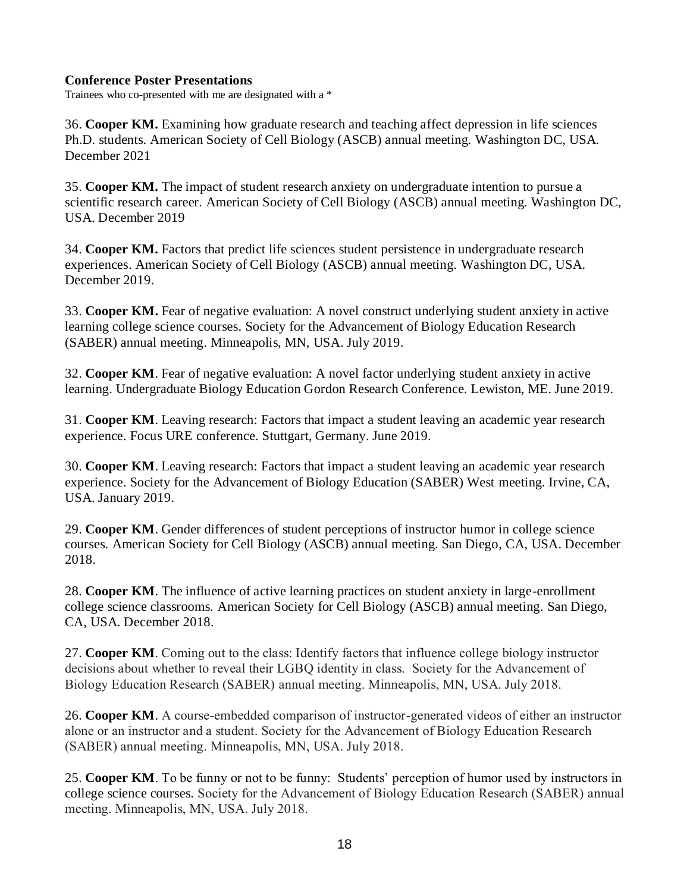### Conference Poster Presentations

Trainees who co-presented with me are designated with a *

36. **Cooper KM.** Examining how graduate research and teaching affect depression in life sciences Ph.D. students. American Society of Cell Biology (ASCB) annual meeting. Washington DC, USA. December 2021

35. **Cooper KM.** The impact of student research anxiety on undergraduate intention to pursue a scientific research career. American Society of Cell Biology (ASCB) annual meeting. Washington DC, USA. December 2019

34. **Cooper KM.** Factors that predict life sciences student persistence in undergraduate research experiences. American Society of Cell Biology (ASCB) annual meeting. Washington DC, USA. December 2019.

33. **Cooper KM.** Fear of negative evaluation: A novel construct underlying student anxiety in active learning college science courses. Society for the Advancement of Biology Education Research (SABER) annual meeting. Minneapolis, MN, USA. July 2019.

32. **Cooper KM**. Fear of negative evaluation: A novel factor underlying student anxiety in active learning. Undergraduate Biology Education Gordon Research Conference. Lewiston, ME. June 2019.

31. **Cooper KM**. Leaving research: Factors that impact a student leaving an academic year research experience. Focus URE conference. Stuttgart, Germany. June 2019.

30. **Cooper KM**. Leaving research: Factors that impact a student leaving an academic year research experience. Society for the Advancement of Biology Education (SABER) West meeting. Irvine, CA, USA. January 2019.

29. **Cooper KM**. Gender differences of student perceptions of instructor humor in college science courses. American Society for Cell Biology (ASCB) annual meeting. San Diego, CA, USA. December 2018.

28. **Cooper KM**. The influence of active learning practices on student anxiety in large-enrollment college science classrooms. American Society for Cell Biology (ASCB) annual meeting. San Diego, CA, USA. December 2018.

27. **Cooper KM**. Coming out to the class: Identify factors that influence college biology instructor decisions about whether to reveal their LGBQ identity in class. Society for the Advancement of Biology Education Research (SABER) annual meeting. Minneapolis, MN, USA. July 2018.

26. **Cooper KM**. A course-embedded comparison of instructor-generated videos of either an instructor alone or an instructor and a student. Society for the Advancement of Biology Education Research (SABER) annual meeting. Minneapolis, MN, USA. July 2018.

25. **Cooper KM**. To be funny or not to be funny: Students' perception of humor used by instructors in college science courses. Society for the Advancement of Biology Education Research (SABER) annual meeting. Minneapolis, MN, USA. July 2018.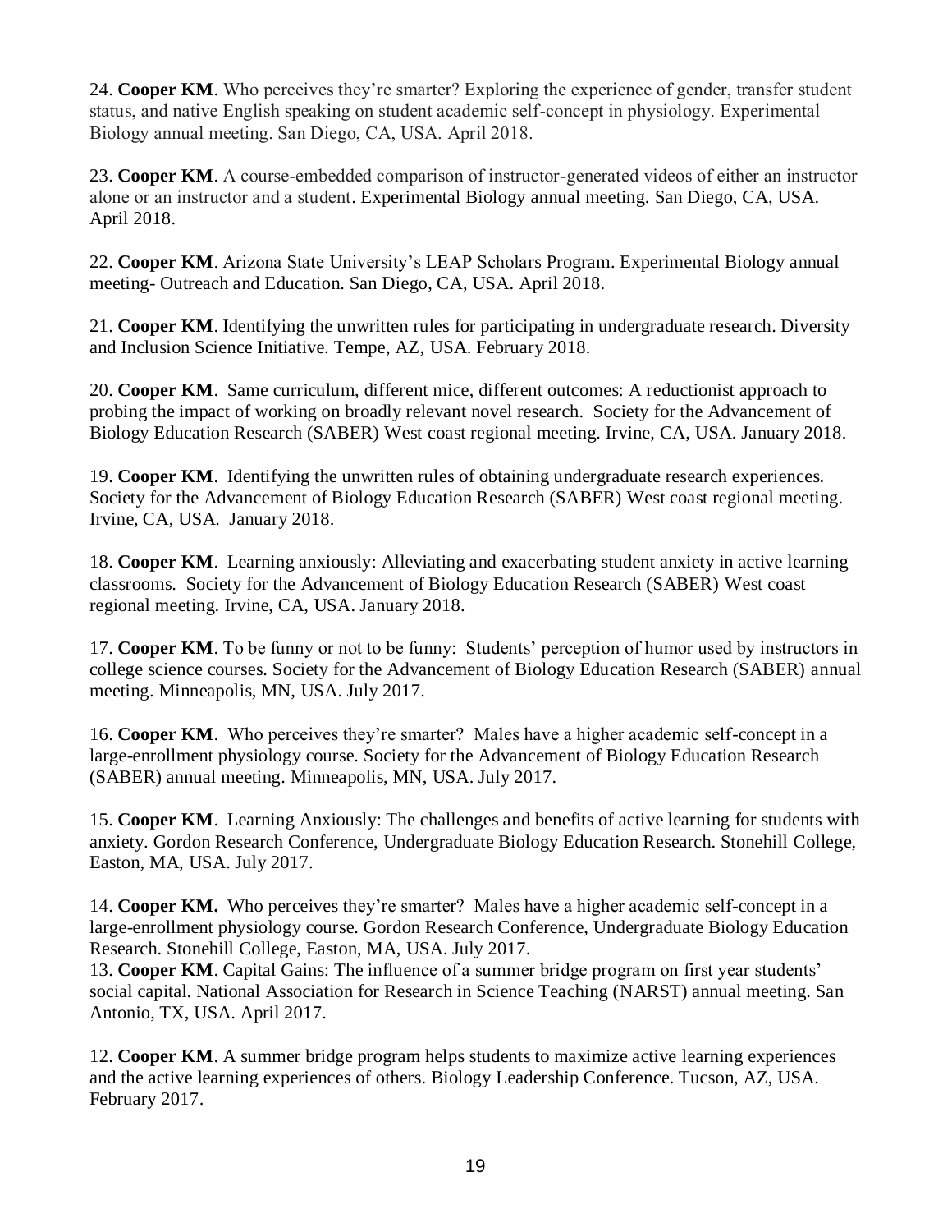24. **Cooper KM**. Who perceives they're smarter? Exploring the experience of gender, transfer student status, and native English speaking on student academic self-concept in physiology. Experimental Biology annual meeting. San Diego, CA, USA. April 2018.

23. **Cooper KM**. A course-embedded comparison of instructor-generated videos of either an instructor alone or an instructor and a student. Experimental Biology annual meeting. San Diego, CA, USA. April 2018.

22. **Cooper KM**. Arizona State University's LEAP Scholars Program. Experimental Biology annual meeting- Outreach and Education. San Diego, CA, USA. April 2018.

21. **Cooper KM**. Identifying the unwritten rules for participating in undergraduate research. Diversity and Inclusion Science Initiative. Tempe, AZ, USA. February 2018.

20. **Cooper KM**. Same curriculum, different mice, different outcomes: A reductionist approach to probing the impact of working on broadly relevant novel research. Society for the Advancement of Biology Education Research (SABER) West coast regional meeting. Irvine, CA, USA. January 2018.

19. **Cooper KM**. Identifying the unwritten rules of obtaining undergraduate research experiences. Society for the Advancement of Biology Education Research (SABER) West coast regional meeting. Irvine, CA, USA. January 2018.

18. **Cooper KM**. Learning anxiously: Alleviating and exacerbating student anxiety in active learning classrooms. Society for the Advancement of Biology Education Research (SABER) West coast regional meeting. Irvine, CA, USA. January 2018.

17. **Cooper KM**. To be funny or not to be funny: Students' perception of humor used by instructors in college science courses. Society for the Advancement of Biology Education Research (SABER) annual meeting. Minneapolis, MN, USA. July 2017.

16. **Cooper KM**. Who perceives they're smarter? Males have a higher academic self-concept in a large-enrollment physiology course. Society for the Advancement of Biology Education Research (SABER) annual meeting. Minneapolis, MN, USA. July 2017.

15. **Cooper KM**. Learning Anxiously: The challenges and benefits of active learning for students with anxiety. Gordon Research Conference, Undergraduate Biology Education Research. Stonehill College, Easton, MA, USA. July 2017.

14. **Cooper KM.** Who perceives they're smarter? Males have a higher academic self-concept in a large-enrollment physiology course. Gordon Research Conference, Undergraduate Biology Education Research. Stonehill College, Easton, MA, USA. July 2017.

13. **Cooper KM**. Capital Gains: The influence of a summer bridge program on first year students' social capital. National Association for Research in Science Teaching (NARST) annual meeting. San Antonio, TX, USA. April 2017.

12. **Cooper KM**. A summer bridge program helps students to maximize active learning experiences and the active learning experiences of others. Biology Leadership Conference. Tucson, AZ, USA. February 2017.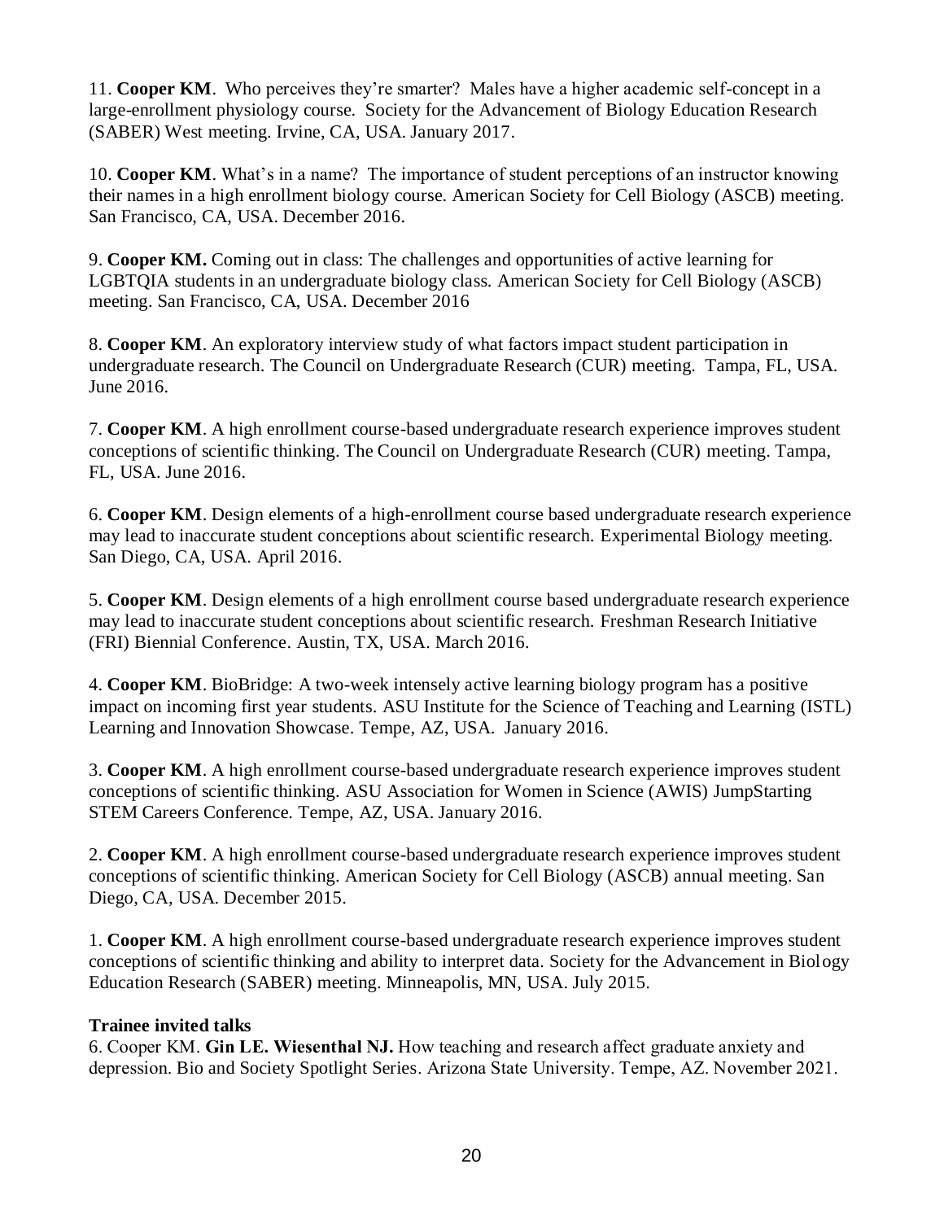11. **Cooper KM**. Who perceives they're smarter? Males have a higher academic self-concept in a large-enrollment physiology course. Society for the Advancement of Biology Education Research (SABER) West meeting. Irvine, CA, USA. January 2017.

10. **Cooper KM**. What's in a name? The importance of student perceptions of an instructor knowing their names in a high enrollment biology course. American Society for Cell Biology (ASCB) meeting. San Francisco, CA, USA. December 2016.

9. **Cooper KM.** Coming out in class: The challenges and opportunities of active learning for LGBTQIA students in an undergraduate biology class. American Society for Cell Biology (ASCB) meeting. San Francisco, CA, USA. December 2016

8. **Cooper KM**. An exploratory interview study of what factors impact student participation in undergraduate research. The Council on Undergraduate Research (CUR) meeting. Tampa, FL, USA. June 2016.

7. **Cooper KM**. A high enrollment course-based undergraduate research experience improves student conceptions of scientific thinking. The Council on Undergraduate Research (CUR) meeting. Tampa, FL, USA. June 2016.

6. **Cooper KM**. Design elements of a high-enrollment course based undergraduate research experience may lead to inaccurate student conceptions about scientific research. Experimental Biology meeting. San Diego, CA, USA. April 2016.

5. **Cooper KM**. Design elements of a high enrollment course based undergraduate research experience may lead to inaccurate student conceptions about scientific research. Freshman Research Initiative (FRI) Biennial Conference. Austin, TX, USA. March 2016.

4. **Cooper KM**. BioBridge: A two-week intensely active learning biology program has a positive impact on incoming first year students. ASU Institute for the Science of Teaching and Learning (ISTL) Learning and Innovation Showcase. Tempe, AZ, USA. January 2016.

3. **Cooper KM**. A high enrollment course-based undergraduate research experience improves student conceptions of scientific thinking. ASU Association for Women in Science (AWIS) JumpStarting STEM Careers Conference. Tempe, AZ, USA. January 2016.

2. **Cooper KM**. A high enrollment course-based undergraduate research experience improves student conceptions of scientific thinking. American Society for Cell Biology (ASCB) annual meeting. San Diego, CA, USA. December 2015.

1. **Cooper KM**. A high enrollment course-based undergraduate research experience improves student conceptions of scientific thinking and ability to interpret data. Society for the Advancement in Biology Education Research (SABER) meeting. Minneapolis, MN, USA. July 2015.

**Trainee invited talks**

6. Cooper KM. **Gin LE. Wiesenthal NJ.** How teaching and research affect graduate anxiety and depression. Bio and Society Spotlight Series. Arizona State University. Tempe, AZ. November 2021.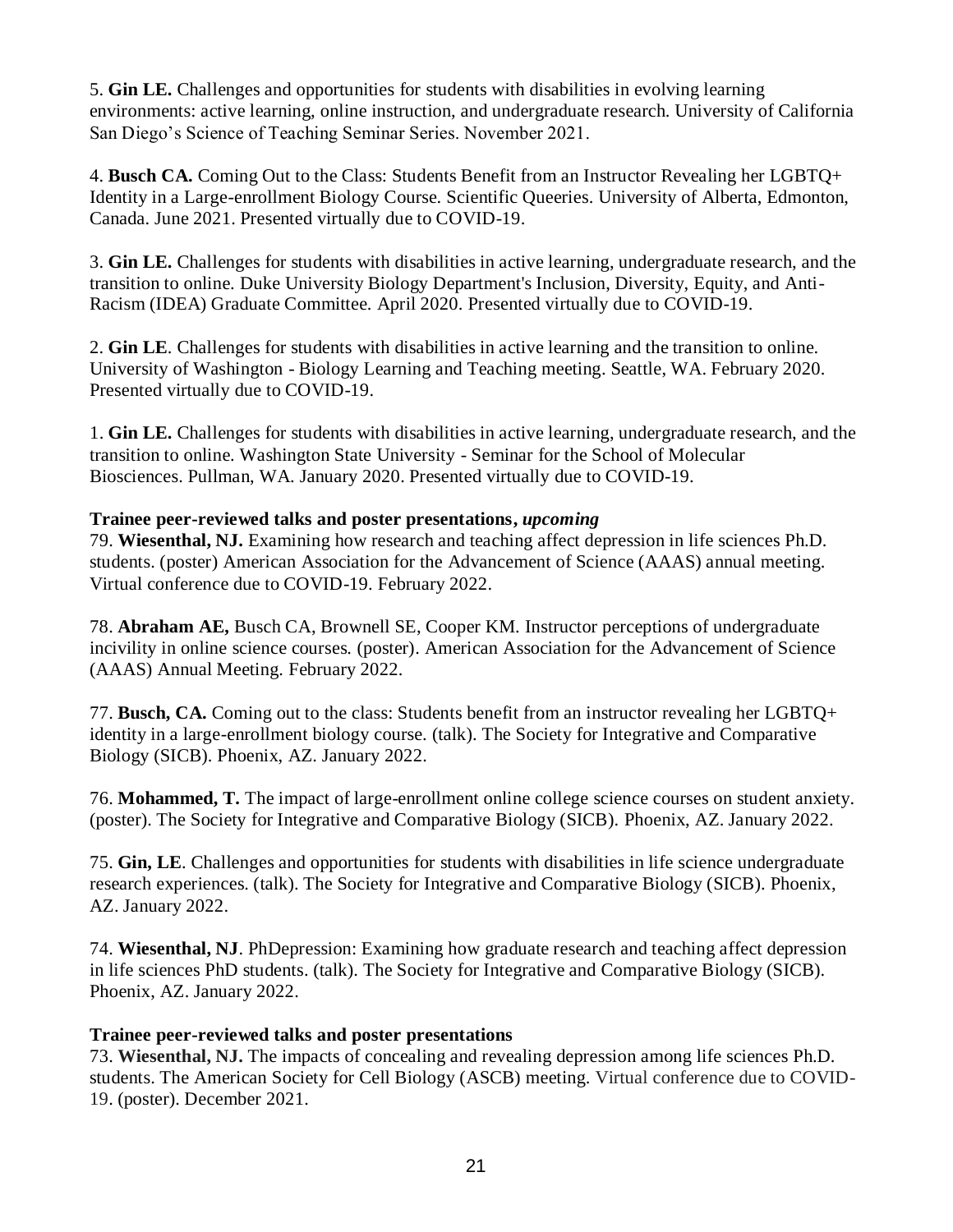5. **Gin LE.** Challenges and opportunities for students with disabilities in evolving learning environments: active learning, online instruction, and undergraduate research. University of California San Diego's Science of Teaching Seminar Series. November 2021.

4. **Busch CA.** Coming Out to the Class: Students Benefit from an Instructor Revealing her LGBTQ+ Identity in a Large-enrollment Biology Course. Scientific Queeries. University of Alberta, Edmonton, Canada. June 2021. Presented virtually due to COVID-19.

3. **Gin LE.** Challenges for students with disabilities in active learning, undergraduate research, and the transition to online. Duke University Biology Department's Inclusion, Diversity, Equity, and Anti-Racism (IDEA) Graduate Committee. April 2020. Presented virtually due to COVID-19.

2. **Gin LE**. Challenges for students with disabilities in active learning and the transition to online. University of Washington - Biology Learning and Teaching meeting. Seattle, WA. February 2020. Presented virtually due to COVID-19.

1. **Gin LE.** Challenges for students with disabilities in active learning, undergraduate research, and the transition to online. Washington State University - Seminar for the School of Molecular Biosciences. Pullman, WA. January 2020. Presented virtually due to COVID-19.

**Trainee peer-reviewed talks and poster presentations, *upcoming***

79. **Wiesenthal, NJ.** Examining how research and teaching affect depression in life sciences Ph.D. students. (poster) American Association for the Advancement of Science (AAAS) annual meeting. Virtual conference due to COVID-19. February 2022.

78. **Abraham AE,** Busch CA, Brownell SE, Cooper KM. Instructor perceptions of undergraduate incivility in online science courses. (poster). American Association for the Advancement of Science (AAAS) Annual Meeting. February 2022.

77. **Busch, CA.** Coming out to the class: Students benefit from an instructor revealing her LGBTQ+ identity in a large-enrollment biology course. (talk). The Society for Integrative and Comparative Biology (SICB). Phoenix, AZ. January 2022.

76. **Mohammed, T.** The impact of large-enrollment online college science courses on student anxiety. (poster). The Society for Integrative and Comparative Biology (SICB). Phoenix, AZ. January 2022.

75. **Gin, LE**. Challenges and opportunities for students with disabilities in life science undergraduate research experiences. (talk). The Society for Integrative and Comparative Biology (SICB). Phoenix, AZ. January 2022.

74. **Wiesenthal, NJ**. PhDepression: Examining how graduate research and teaching affect depression in life sciences PhD students. (talk). The Society for Integrative and Comparative Biology (SICB). Phoenix, AZ. January 2022.

**Trainee peer-reviewed talks and poster presentations**

73. **Wiesenthal, NJ.** The impacts of concealing and revealing depression among life sciences Ph.D. students. The American Society for Cell Biology (ASCB) meeting. Virtual conference due to COVID-19. (poster). December 2021.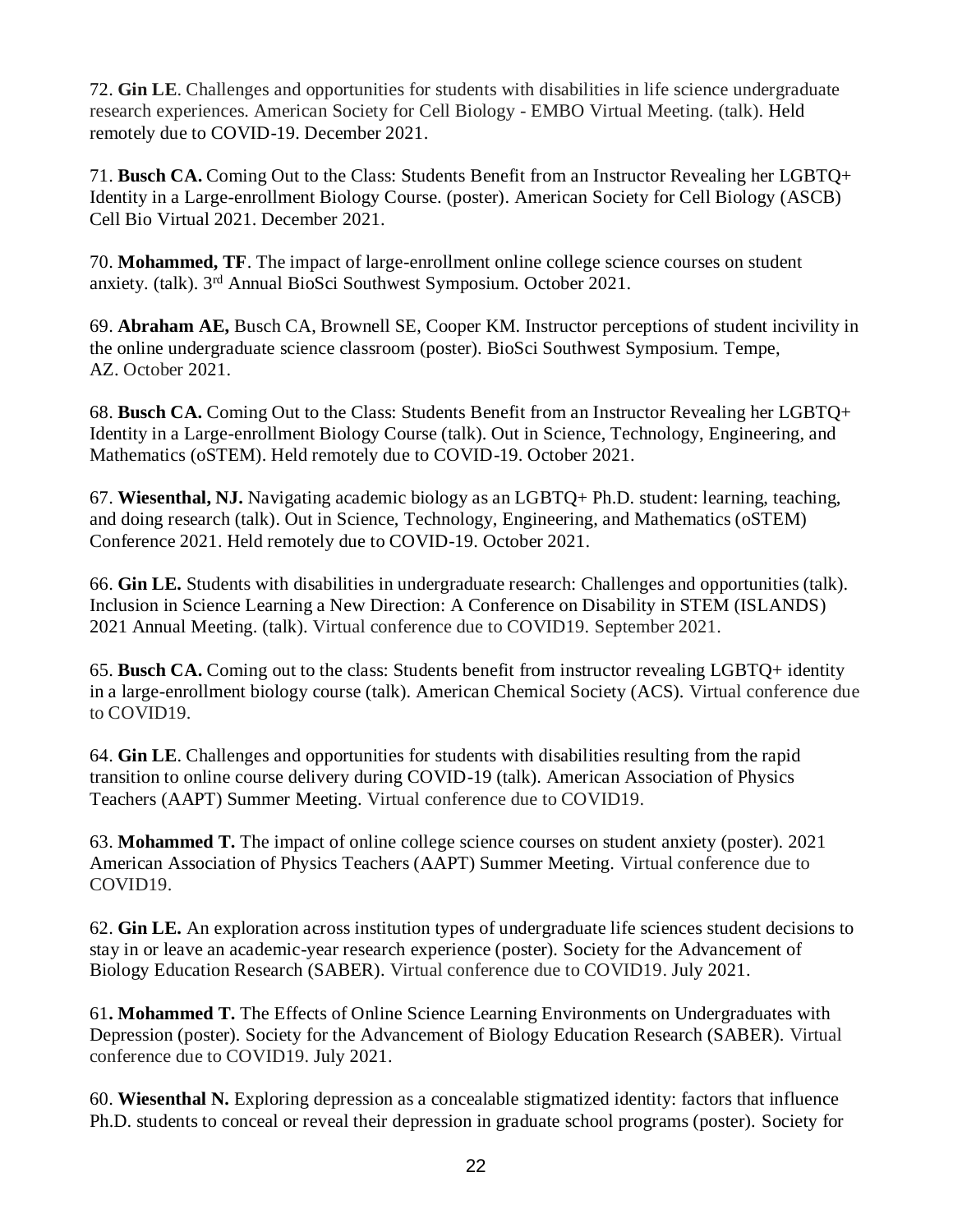72. **Gin LE**. Challenges and opportunities for students with disabilities in life science undergraduate research experiences. American Society for Cell Biology - EMBO Virtual Meeting. (talk). Held remotely due to COVID-19. December 2021.

71. **Busch CA.** Coming Out to the Class: Students Benefit from an Instructor Revealing her LGBTQ+ Identity in a Large-enrollment Biology Course. (poster). American Society for Cell Biology (ASCB) Cell Bio Virtual 2021. December 2021.

70. **Mohammed, TF**. The impact of large-enrollment online college science courses on student anxiety. (talk). 3rd Annual BioSci Southwest Symposium. October 2021.

69. **Abraham AE,** Busch CA, Brownell SE, Cooper KM. Instructor perceptions of student incivility in the online undergraduate science classroom (poster). BioSci Southwest Symposium. Tempe, AZ. October 2021.

68. **Busch CA.** Coming Out to the Class: Students Benefit from an Instructor Revealing her LGBTQ+ Identity in a Large-enrollment Biology Course (talk). Out in Science, Technology, Engineering, and Mathematics (oSTEM). Held remotely due to COVID-19. October 2021.

67. **Wiesenthal, NJ.** Navigating academic biology as an LGBTQ+ Ph.D. student: learning, teaching, and doing research (talk). Out in Science, Technology, Engineering, and Mathematics (oSTEM) Conference 2021. Held remotely due to COVID-19. October 2021.

66. **Gin LE.** Students with disabilities in undergraduate research: Challenges and opportunities (talk). Inclusion in Science Learning a New Direction: A Conference on Disability in STEM (ISLANDS) 2021 Annual Meeting. (talk). Virtual conference due to COVID19. September 2021.

65. **Busch CA.** Coming out to the class: Students benefit from instructor revealing LGBTQ+ identity in a large-enrollment biology course (talk). American Chemical Society (ACS). Virtual conference due to COVID19.

64. **Gin LE**. Challenges and opportunities for students with disabilities resulting from the rapid transition to online course delivery during COVID-19 (talk). American Association of Physics Teachers (AAPT) Summer Meeting. Virtual conference due to COVID19.

63. **Mohammed T.** The impact of online college science courses on student anxiety (poster). 2021 American Association of Physics Teachers (AAPT) Summer Meeting. Virtual conference due to COVID19.

62. **Gin LE.** An exploration across institution types of undergraduate life sciences student decisions to stay in or leave an academic-year research experience (poster). Society for the Advancement of Biology Education Research (SABER). Virtual conference due to COVID19. July 2021.

61**. Mohammed T.** The Effects of Online Science Learning Environments on Undergraduates with Depression (poster). Society for the Advancement of Biology Education Research (SABER). Virtual conference due to COVID19. July 2021.

60. **Wiesenthal N.** Exploring depression as a concealable stigmatized identity: factors that influence Ph.D. students to conceal or reveal their depression in graduate school programs (poster). Society for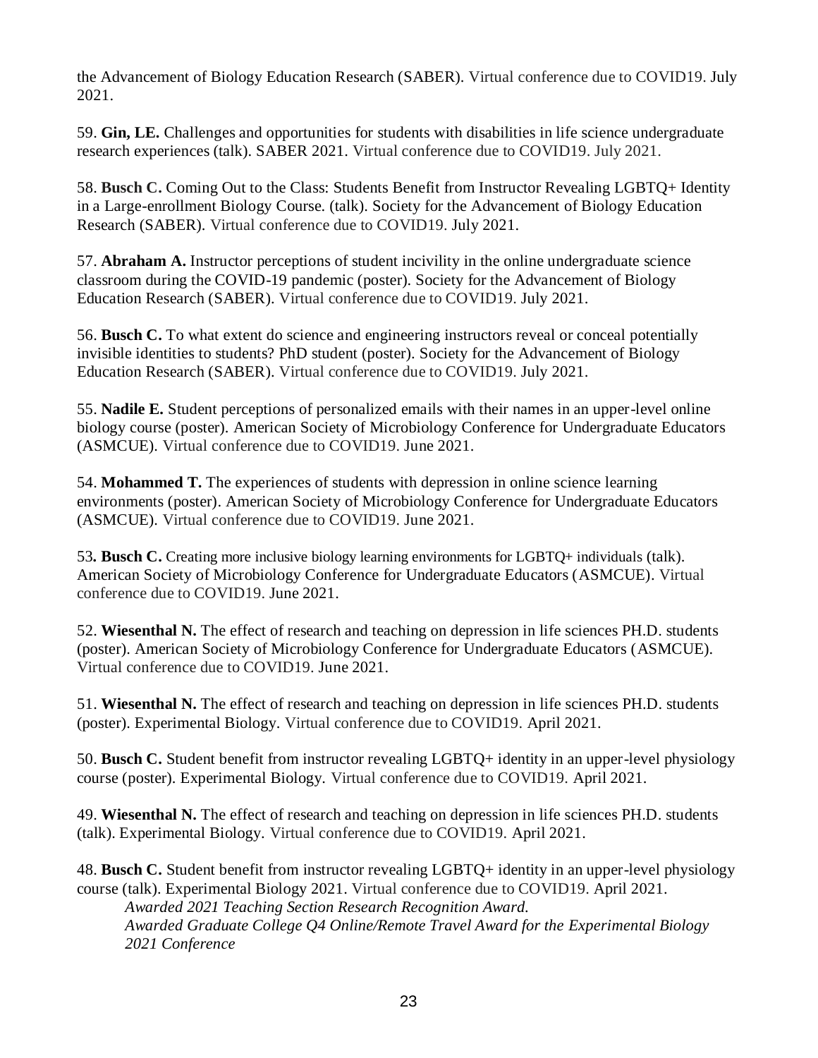the Advancement of Biology Education Research (SABER). Virtual conference due to COVID19. July 2021.

59. **Gin, LE.** Challenges and opportunities for students with disabilities in life science undergraduate research experiences (talk). SABER 2021. Virtual conference due to COVID19. July 2021.

58. **Busch C.** Coming Out to the Class: Students Benefit from Instructor Revealing LGBTQ+ Identity in a Large-enrollment Biology Course. (talk). Society for the Advancement of Biology Education Research (SABER). Virtual conference due to COVID19. July 2021.

57. **Abraham A.** Instructor perceptions of student incivility in the online undergraduate science classroom during the COVID-19 pandemic (poster). Society for the Advancement of Biology Education Research (SABER). Virtual conference due to COVID19. July 2021.

56. **Busch C.** To what extent do science and engineering instructors reveal or conceal potentially invisible identities to students? PhD student (poster). Society for the Advancement of Biology Education Research (SABER). Virtual conference due to COVID19. July 2021.

55. **Nadile E.** Student perceptions of personalized emails with their names in an upper-level online biology course (poster). American Society of Microbiology Conference for Undergraduate Educators (ASMCUE). Virtual conference due to COVID19. June 2021.

54. **Mohammed T.** The experiences of students with depression in online science learning environments (poster). American Society of Microbiology Conference for Undergraduate Educators (ASMCUE). Virtual conference due to COVID19. June 2021.

53**. Busch C.** Creating more inclusive biology learning environments for LGBTQ+ individuals (talk). American Society of Microbiology Conference for Undergraduate Educators (ASMCUE). Virtual conference due to COVID19. June 2021.

52. **Wiesenthal N.** The effect of research and teaching on depression in life sciences PH.D. students (poster). American Society of Microbiology Conference for Undergraduate Educators (ASMCUE). Virtual conference due to COVID19. June 2021.

51. **Wiesenthal N.** The effect of research and teaching on depression in life sciences PH.D. students (poster). Experimental Biology. Virtual conference due to COVID19. April 2021.

50. **Busch C.** Student benefit from instructor revealing LGBTQ+ identity in an upper-level physiology course (poster). Experimental Biology. Virtual conference due to COVID19. April 2021.

49. **Wiesenthal N.** The effect of research and teaching on depression in life sciences PH.D. students (talk). Experimental Biology. Virtual conference due to COVID19. April 2021.

48. **Busch C.** Student benefit from instructor revealing LGBTQ+ identity in an upper-level physiology course (talk). Experimental Biology 2021. Virtual conference due to COVID19. April 2021.
*Awarded 2021 Teaching Section Research Recognition Award.*
*Awarded Graduate College Q4 Online/Remote Travel Award for the Experimental Biology 2021 Conference*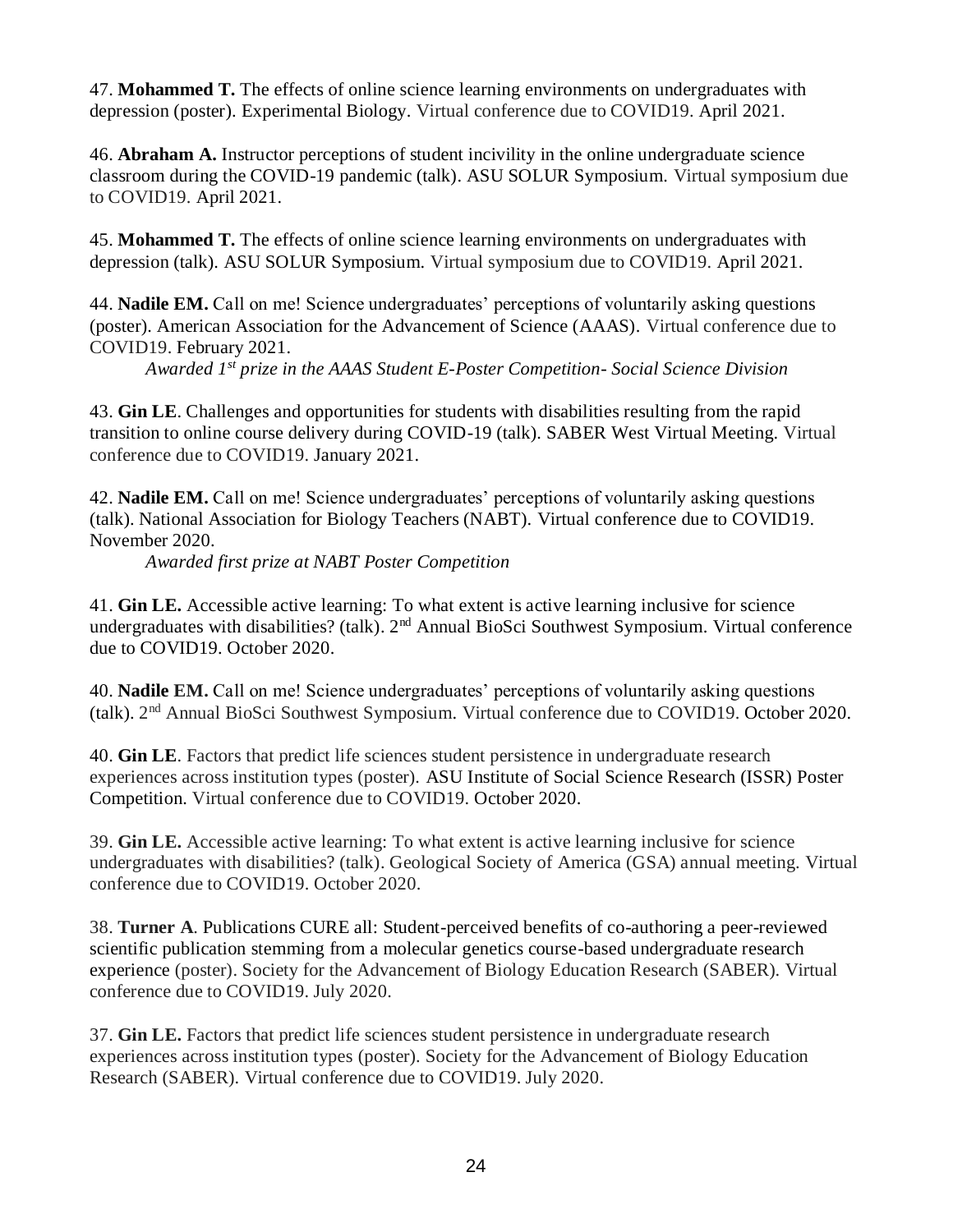47. **Mohammed T.** The effects of online science learning environments on undergraduates with depression (poster). Experimental Biology. Virtual conference due to COVID19. April 2021.

46. **Abraham A.** Instructor perceptions of student incivility in the online undergraduate science classroom during the COVID-19 pandemic (talk). ASU SOLUR Symposium. Virtual symposium due to COVID19. April 2021.

45. **Mohammed T.** The effects of online science learning environments on undergraduates with depression (talk). ASU SOLUR Symposium. Virtual symposium due to COVID19. April 2021.

44. **Nadile EM.** Call on me! Science undergraduates' perceptions of voluntarily asking questions (poster). American Association for the Advancement of Science (AAAS). Virtual conference due to COVID19. February 2021.

*Awarded 1st prize in the AAAS Student E-Poster Competition- Social Science Division*

43. **Gin LE**. Challenges and opportunities for students with disabilities resulting from the rapid transition to online course delivery during COVID-19 (talk). SABER West Virtual Meeting. Virtual conference due to COVID19. January 2021.

42. **Nadile EM.** Call on me! Science undergraduates' perceptions of voluntarily asking questions (talk). National Association for Biology Teachers (NABT). Virtual conference due to COVID19. November 2020.

*Awarded first prize at NABT Poster Competition*

41. **Gin LE.** Accessible active learning: To what extent is active learning inclusive for science undergraduates with disabilities? (talk). 2nd Annual BioSci Southwest Symposium. Virtual conference due to COVID19. October 2020.

40. **Nadile EM.** Call on me! Science undergraduates' perceptions of voluntarily asking questions (talk). 2nd Annual BioSci Southwest Symposium. Virtual conference due to COVID19. October 2020.

40. **Gin LE**. Factors that predict life sciences student persistence in undergraduate research experiences across institution types (poster). ASU Institute of Social Science Research (ISSR) Poster Competition. Virtual conference due to COVID19. October 2020.

39. **Gin LE.** Accessible active learning: To what extent is active learning inclusive for science undergraduates with disabilities? (talk). Geological Society of America (GSA) annual meeting. Virtual conference due to COVID19. October 2020.

38. **Turner A**. Publications CURE all: Student-perceived benefits of co-authoring a peer-reviewed scientific publication stemming from a molecular genetics course-based undergraduate research experience (poster). Society for the Advancement of Biology Education Research (SABER). Virtual conference due to COVID19. July 2020.

37. **Gin LE.** Factors that predict life sciences student persistence in undergraduate research experiences across institution types (poster). Society for the Advancement of Biology Education Research (SABER). Virtual conference due to COVID19. July 2020.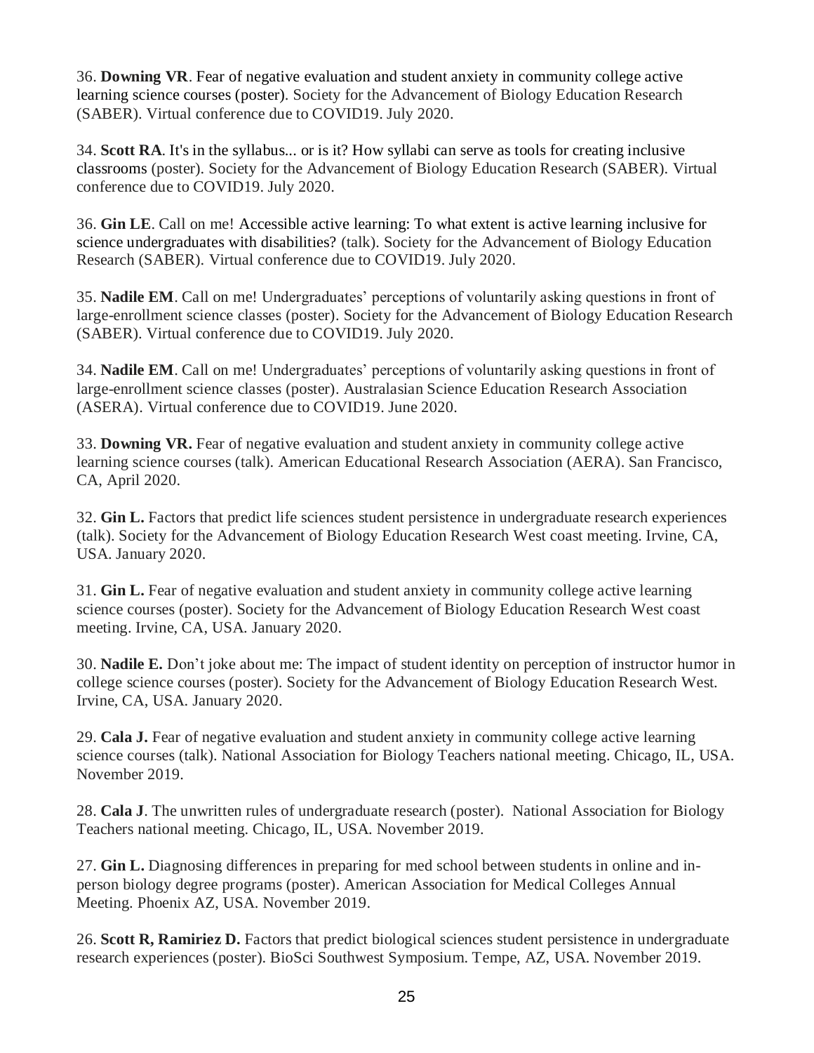36. **Downing VR**. Fear of negative evaluation and student anxiety in community college active learning science courses (poster). Society for the Advancement of Biology Education Research (SABER). Virtual conference due to COVID19. July 2020.

34. **Scott RA**. It's in the syllabus... or is it? How syllabi can serve as tools for creating inclusive classrooms (poster). Society for the Advancement of Biology Education Research (SABER). Virtual conference due to COVID19. July 2020.

36. **Gin LE**. Call on me! Accessible active learning: To what extent is active learning inclusive for science undergraduates with disabilities? (talk). Society for the Advancement of Biology Education Research (SABER). Virtual conference due to COVID19. July 2020.

35. **Nadile EM**. Call on me! Undergraduates' perceptions of voluntarily asking questions in front of large-enrollment science classes (poster). Society for the Advancement of Biology Education Research (SABER). Virtual conference due to COVID19. July 2020.

34. **Nadile EM**. Call on me! Undergraduates' perceptions of voluntarily asking questions in front of large-enrollment science classes (poster). Australasian Science Education Research Association (ASERA). Virtual conference due to COVID19. June 2020.

33. **Downing VR.** Fear of negative evaluation and student anxiety in community college active learning science courses (talk). American Educational Research Association (AERA). San Francisco, CA, April 2020.

32. **Gin L.** Factors that predict life sciences student persistence in undergraduate research experiences (talk). Society for the Advancement of Biology Education Research West coast meeting. Irvine, CA, USA. January 2020.

31. **Gin L.** Fear of negative evaluation and student anxiety in community college active learning science courses (poster). Society for the Advancement of Biology Education Research West coast meeting. Irvine, CA, USA. January 2020.

30. **Nadile E.** Don't joke about me: The impact of student identity on perception of instructor humor in college science courses (poster). Society for the Advancement of Biology Education Research West. Irvine, CA, USA. January 2020.

29. **Cala J.** Fear of negative evaluation and student anxiety in community college active learning science courses (talk). National Association for Biology Teachers national meeting. Chicago, IL, USA. November 2019.

28. **Cala J**. The unwritten rules of undergraduate research (poster). National Association for Biology Teachers national meeting. Chicago, IL, USA. November 2019.

27. **Gin L.** Diagnosing differences in preparing for med school between students in online and in-person biology degree programs (poster). American Association for Medical Colleges Annual Meeting. Phoenix AZ, USA. November 2019.

26. **Scott R, Ramiriez D.** Factors that predict biological sciences student persistence in undergraduate research experiences (poster). BioSci Southwest Symposium. Tempe, AZ, USA. November 2019.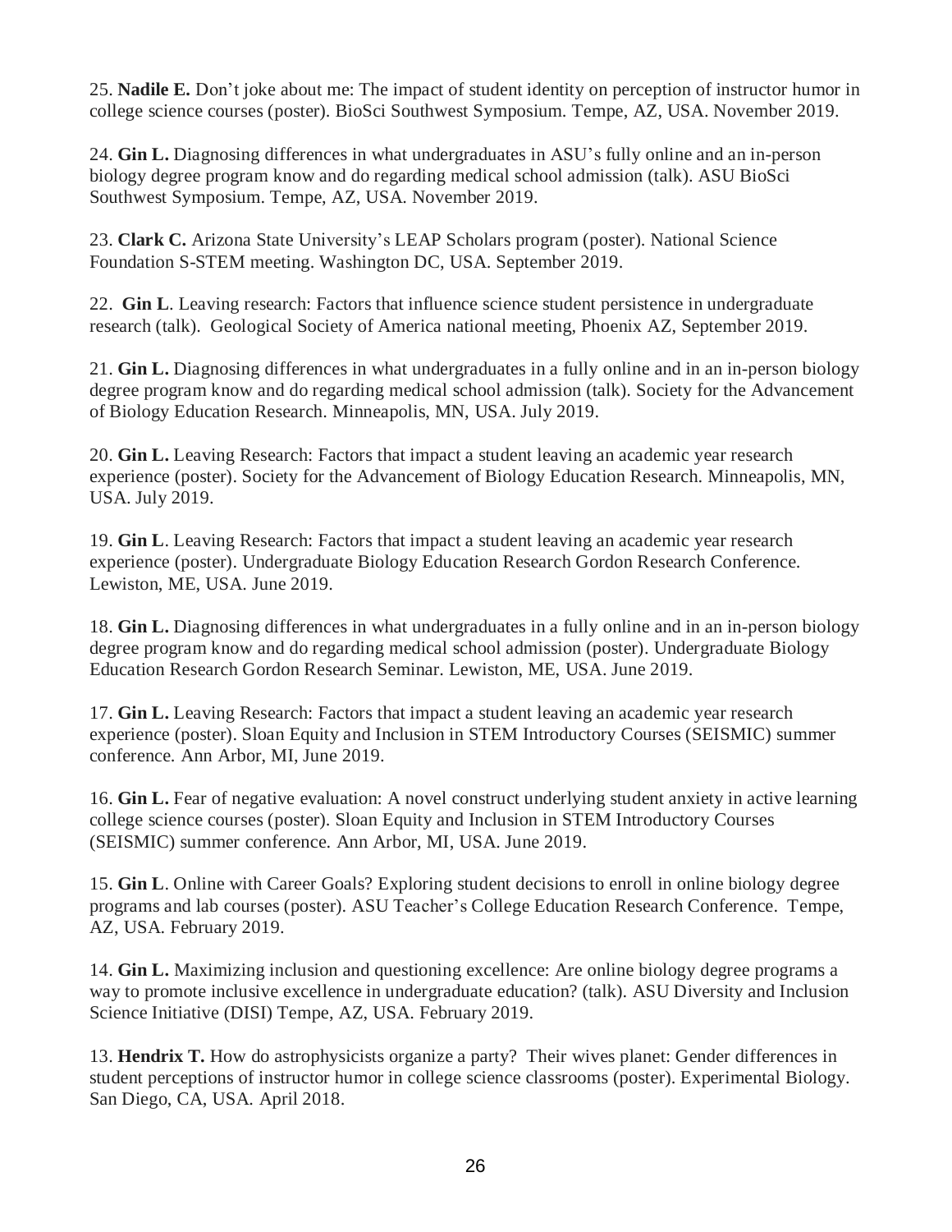25. **Nadile E.** Don't joke about me: The impact of student identity on perception of instructor humor in college science courses (poster). BioSci Southwest Symposium. Tempe, AZ, USA. November 2019.

24. **Gin L.** Diagnosing differences in what undergraduates in ASU's fully online and an in-person biology degree program know and do regarding medical school admission (talk). ASU BioSci Southwest Symposium. Tempe, AZ, USA. November 2019.

23. **Clark C.** Arizona State University's LEAP Scholars program (poster). National Science Foundation S-STEM meeting. Washington DC, USA. September 2019.

22. **Gin L**. Leaving research: Factors that influence science student persistence in undergraduate research (talk). Geological Society of America national meeting, Phoenix AZ, September 2019.

21. **Gin L.** Diagnosing differences in what undergraduates in a fully online and in an in-person biology degree program know and do regarding medical school admission (talk). Society for the Advancement of Biology Education Research. Minneapolis, MN, USA. July 2019.

20. **Gin L.** Leaving Research: Factors that impact a student leaving an academic year research experience (poster). Society for the Advancement of Biology Education Research. Minneapolis, MN, USA. July 2019.

19. **Gin L**. Leaving Research: Factors that impact a student leaving an academic year research experience (poster). Undergraduate Biology Education Research Gordon Research Conference. Lewiston, ME, USA. June 2019.

18. **Gin L.** Diagnosing differences in what undergraduates in a fully online and in an in-person biology degree program know and do regarding medical school admission (poster). Undergraduate Biology Education Research Gordon Research Seminar. Lewiston, ME, USA. June 2019.

17. **Gin L.** Leaving Research: Factors that impact a student leaving an academic year research experience (poster). Sloan Equity and Inclusion in STEM Introductory Courses (SEISMIC) summer conference. Ann Arbor, MI, June 2019.

16. **Gin L.** Fear of negative evaluation: A novel construct underlying student anxiety in active learning college science courses (poster). Sloan Equity and Inclusion in STEM Introductory Courses (SEISMIC) summer conference. Ann Arbor, MI, USA. June 2019.

15. **Gin L**. Online with Career Goals? Exploring student decisions to enroll in online biology degree programs and lab courses (poster). ASU Teacher's College Education Research Conference. Tempe, AZ, USA. February 2019.

14. **Gin L.** Maximizing inclusion and questioning excellence: Are online biology degree programs a way to promote inclusive excellence in undergraduate education? (talk). ASU Diversity and Inclusion Science Initiative (DISI) Tempe, AZ, USA. February 2019.

13. **Hendrix T.** How do astrophysicists organize a party? Their wives planet: Gender differences in student perceptions of instructor humor in college science classrooms (poster). Experimental Biology. San Diego, CA, USA. April 2018.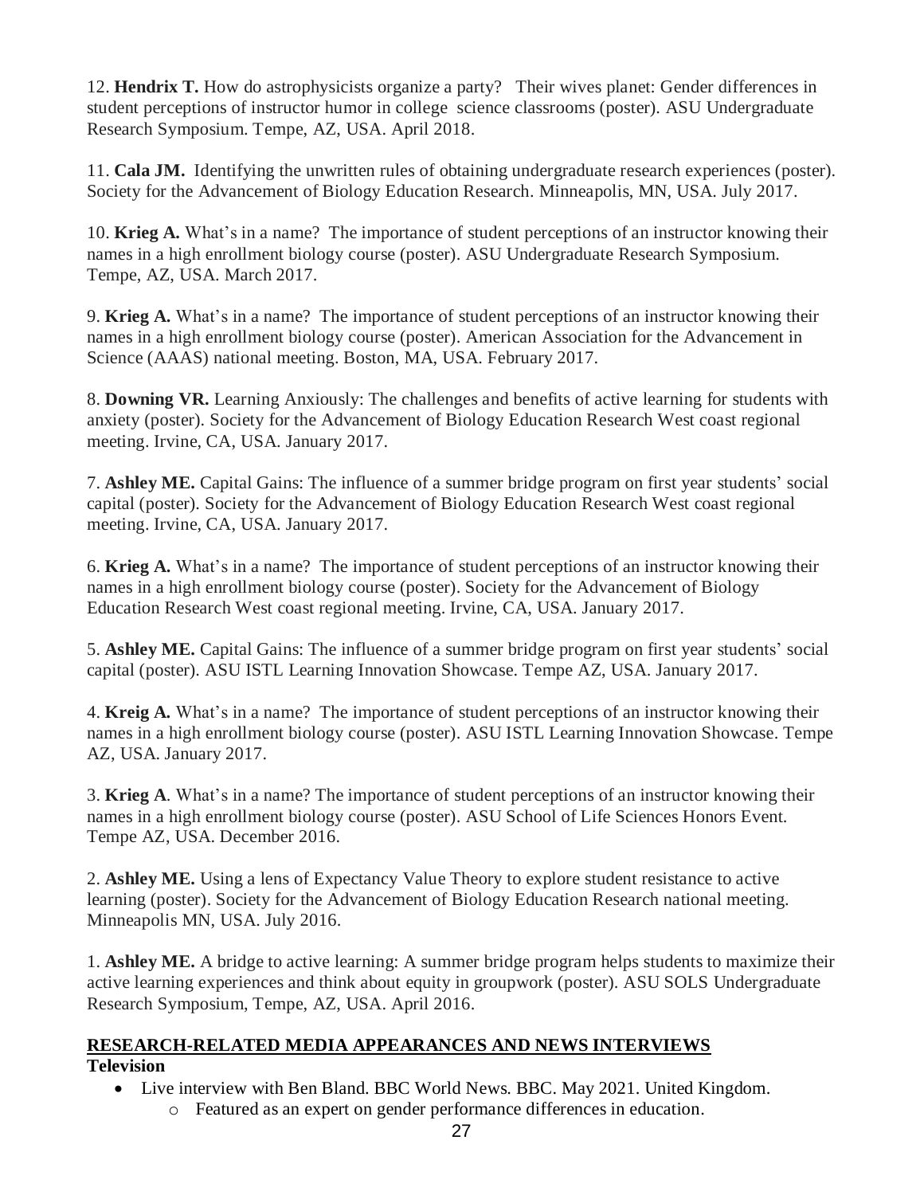12. **Hendrix T.** How do astrophysicists organize a party? Their wives planet: Gender differences in student perceptions of instructor humor in college science classrooms (poster). ASU Undergraduate Research Symposium. Tempe, AZ, USA. April 2018.

11. **Cala JM.** Identifying the unwritten rules of obtaining undergraduate research experiences (poster). Society for the Advancement of Biology Education Research. Minneapolis, MN, USA. July 2017.

10. **Krieg A.** What's in a name? The importance of student perceptions of an instructor knowing their names in a high enrollment biology course (poster). ASU Undergraduate Research Symposium. Tempe, AZ, USA. March 2017.

9. **Krieg A.** What's in a name? The importance of student perceptions of an instructor knowing their names in a high enrollment biology course (poster). American Association for the Advancement in Science (AAAS) national meeting. Boston, MA, USA. February 2017.

8. **Downing VR.** Learning Anxiously: The challenges and benefits of active learning for students with anxiety (poster). Society for the Advancement of Biology Education Research West coast regional meeting. Irvine, CA, USA. January 2017.

7. **Ashley ME.** Capital Gains: The influence of a summer bridge program on first year students' social capital (poster). Society for the Advancement of Biology Education Research West coast regional meeting. Irvine, CA, USA. January 2017.

6. **Krieg A.** What's in a name? The importance of student perceptions of an instructor knowing their names in a high enrollment biology course (poster). Society for the Advancement of Biology Education Research West coast regional meeting. Irvine, CA, USA. January 2017.

5. **Ashley ME.** Capital Gains: The influence of a summer bridge program on first year students' social capital (poster). ASU ISTL Learning Innovation Showcase. Tempe AZ, USA. January 2017.

4. **Kreig A.** What's in a name? The importance of student perceptions of an instructor knowing their names in a high enrollment biology course (poster). ASU ISTL Learning Innovation Showcase. Tempe AZ, USA. January 2017.

3. **Krieg A**. What's in a name? The importance of student perceptions of an instructor knowing their names in a high enrollment biology course (poster). ASU School of Life Sciences Honors Event. Tempe AZ, USA. December 2016.

2. **Ashley ME.** Using a lens of Expectancy Value Theory to explore student resistance to active learning (poster). Society for the Advancement of Biology Education Research national meeting. Minneapolis MN, USA. July 2016.

1. **Ashley ME.** A bridge to active learning: A summer bridge program helps students to maximize their active learning experiences and think about equity in groupwork (poster). ASU SOLS Undergraduate Research Symposium, Tempe, AZ, USA. April 2016.

## RESEARCH-RELATED MEDIA APPEARANCES AND NEWS INTERVIEWS

### Television

- Live interview with Ben Bland. BBC World News. BBC. May 2021. United Kingdom.
  - Featured as an expert on gender performance differences in education.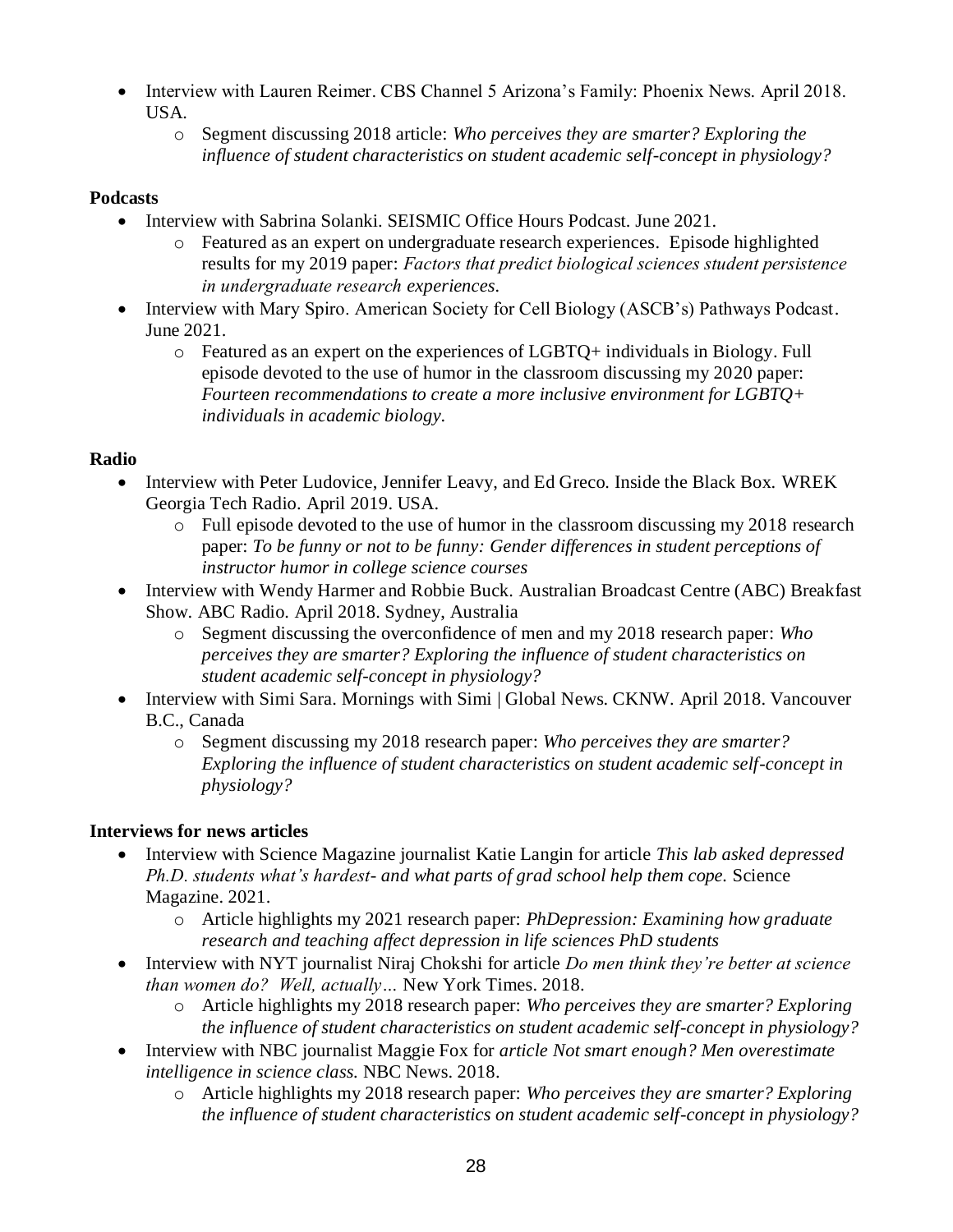- Interview with Lauren Reimer. CBS Channel 5 Arizona's Family: Phoenix News. April 2018. USA.
    - Segment discussing 2018 article: *Who perceives they are smarter? Exploring the influence of student characteristics on student academic self-concept in physiology?*

**Podcasts**

- Interview with Sabrina Solanki. SEISMIC Office Hours Podcast. June 2021.
    - Featured as an expert on undergraduate research experiences. Episode highlighted results for my 2019 paper: *Factors that predict biological sciences student persistence in undergraduate research experiences.*
- Interview with Mary Spiro. American Society for Cell Biology (ASCB's) Pathways Podcast. June 2021.
    - Featured as an expert on the experiences of LGBTQ+ individuals in Biology. Full episode devoted to the use of humor in the classroom discussing my 2020 paper: *Fourteen recommendations to create a more inclusive environment for LGBTQ+ individuals in academic biology.*

**Radio**

- Interview with Peter Ludovice, Jennifer Leavy, and Ed Greco. Inside the Black Box. WREK Georgia Tech Radio. April 2019. USA.
    - Full episode devoted to the use of humor in the classroom discussing my 2018 research paper: *To be funny or not to be funny: Gender differences in student perceptions of instructor humor in college science courses*
- Interview with Wendy Harmer and Robbie Buck. Australian Broadcast Centre (ABC) Breakfast Show. ABC Radio. April 2018. Sydney, Australia
    - Segment discussing the overconfidence of men and my 2018 research paper: *Who perceives they are smarter? Exploring the influence of student characteristics on student academic self-concept in physiology?*
- Interview with Simi Sara. Mornings with Simi | Global News. CKNW. April 2018. Vancouver B.C., Canada
    - Segment discussing my 2018 research paper: *Who perceives they are smarter? Exploring the influence of student characteristics on student academic self-concept in physiology?*

**Interviews for news articles**

- Interview with Science Magazine journalist Katie Langin for article *This lab asked depressed Ph.D. students what's hardest- and what parts of grad school help them cope.* Science Magazine. 2021.
    - Article highlights my 2021 research paper: *PhDepression: Examining how graduate research and teaching affect depression in life sciences PhD students*
- Interview with NYT journalist Niraj Chokshi for article *Do men think they're better at science than women do? Well, actually…* New York Times. 2018.
    - Article highlights my 2018 research paper: *Who perceives they are smarter? Exploring the influence of student characteristics on student academic self-concept in physiology?*
- Interview with NBC journalist Maggie Fox for *article Not smart enough? Men overestimate intelligence in science class.* NBC News. 2018.
    - Article highlights my 2018 research paper: *Who perceives they are smarter? Exploring the influence of student characteristics on student academic self-concept in physiology?*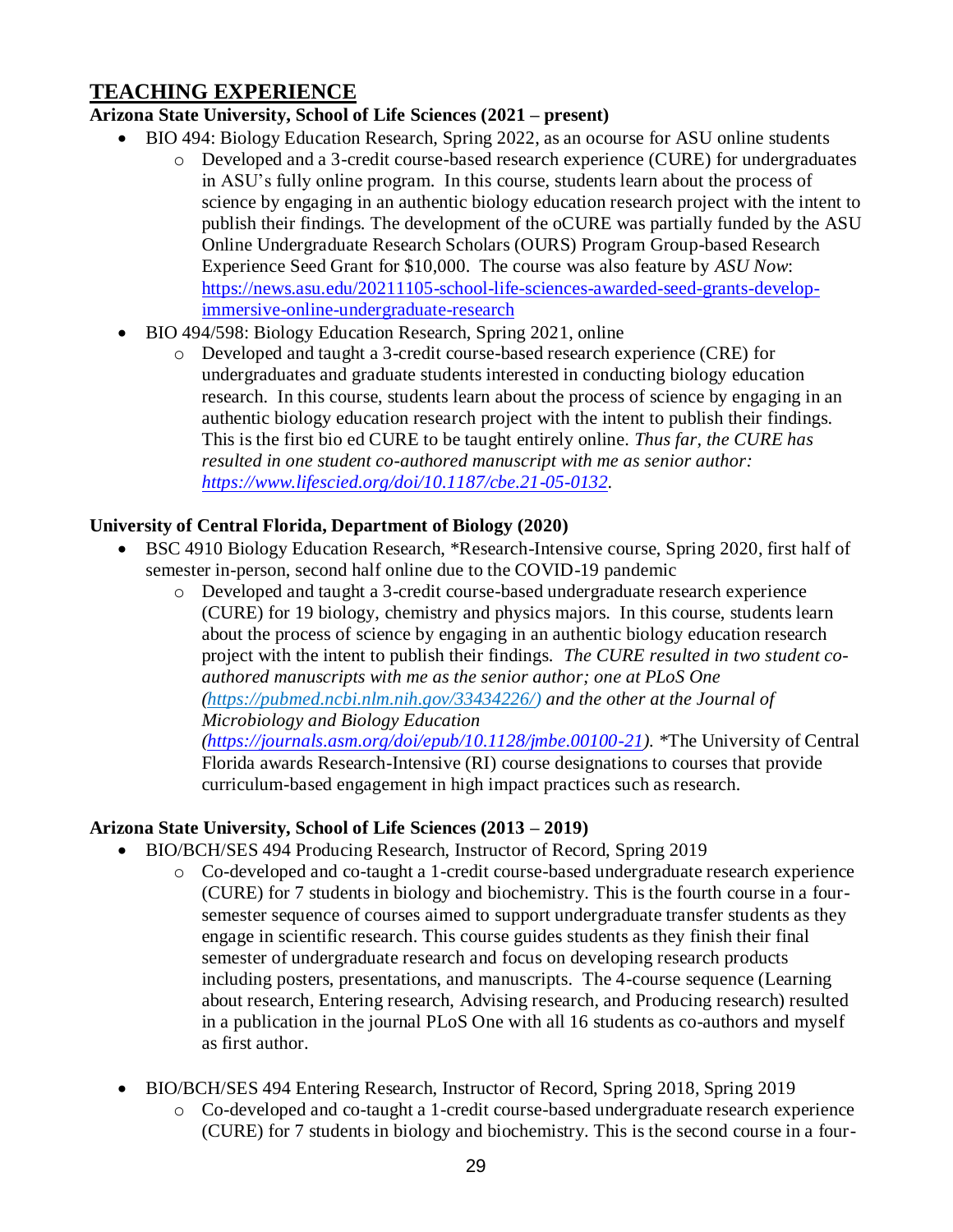## TEACHING EXPERIENCE

**Arizona State University, School of Life Sciences (2021 – present)**

- BIO 494: Biology Education Research, Spring 2022, as an ocourse for ASU online students
  - Developed and a 3-credit course-based research experience (CURE) for undergraduates in ASU's fully online program. In this course, students learn about the process of science by engaging in an authentic biology education research project with the intent to publish their findings. The development of the oCURE was partially funded by the ASU Online Undergraduate Research Scholars (OURS) Program Group-based Research Experience Seed Grant for $10,000. The course was also feature by *ASU Now*: [https://news.asu.edu/20211105-school-life-sciences-awarded-seed-grants-develop-immersive-online-undergraduate-research](https://news.asu.edu/20211105-school-life-sciences-awarded-seed-grants-develop-immersive-online-undergraduate-research)
- BIO 494/598: Biology Education Research, Spring 2021, online
  - Developed and taught a 3-credit course-based research experience (CRE) for undergraduates and graduate students interested in conducting biology education research. In this course, students learn about the process of science by engaging in an authentic biology education research project with the intent to publish their findings. This is the first bio ed CURE to be taught entirely online. *Thus far, the CURE has resulted in one student co-authored manuscript with me as senior author: [https://www.lifescied.org/doi/10.1187/cbe.21-05-0132](https://www.lifescied.org/doi/10.1187/cbe.21-05-0132).*

**University of Central Florida, Department of Biology (2020)**

- BSC 4910 Biology Education Research, *Research-Intensive course, Spring 2020, first half of semester in-person, second half online due to the COVID-19 pandemic
  - Developed and taught a 3-credit course-based undergraduate research experience (CURE) for 19 biology, chemistry and physics majors. In this course, students learn about the process of science by engaging in an authentic biology education research project with the intent to publish their findings. *The CURE resulted in two student co-authored manuscripts with me as the senior author; one at PLoS One ([https://pubmed.ncbi.nlm.nih.gov/33434226/](https://pubmed.ncbi.nlm.nih.gov/33434226/)) and the other at the Journal of Microbiology and Biology Education ([https://journals.asm.org/doi/epub/10.1128/jmbe.00100-21](https://journals.asm.org/doi/epub/10.1128/jmbe.00100-21)).* *The University of Central Florida awards Research-Intensive (RI) course designations to courses that provide curriculum-based engagement in high impact practices such as research.

**Arizona State University, School of Life Sciences (2013 – 2019)**

- BIO/BCH/SES 494 Producing Research, Instructor of Record, Spring 2019
  - Co-developed and co-taught a 1-credit course-based undergraduate research experience (CURE) for 7 students in biology and biochemistry. This is the fourth course in a four-semester sequence of courses aimed to support undergraduate transfer students as they engage in scientific research. This course guides students as they finish their final semester of undergraduate research and focus on developing research products including posters, presentations, and manuscripts. The 4-course sequence (Learning about research, Entering research, Advising research, and Producing research) resulted in a publication in the journal PLoS One with all 16 students as co-authors and myself as first author.

- BIO/BCH/SES 494 Entering Research, Instructor of Record, Spring 2018, Spring 2019
  - Co-developed and co-taught a 1-credit course-based undergraduate research experience (CURE) for 7 students in biology and biochemistry. This is the second course in a four-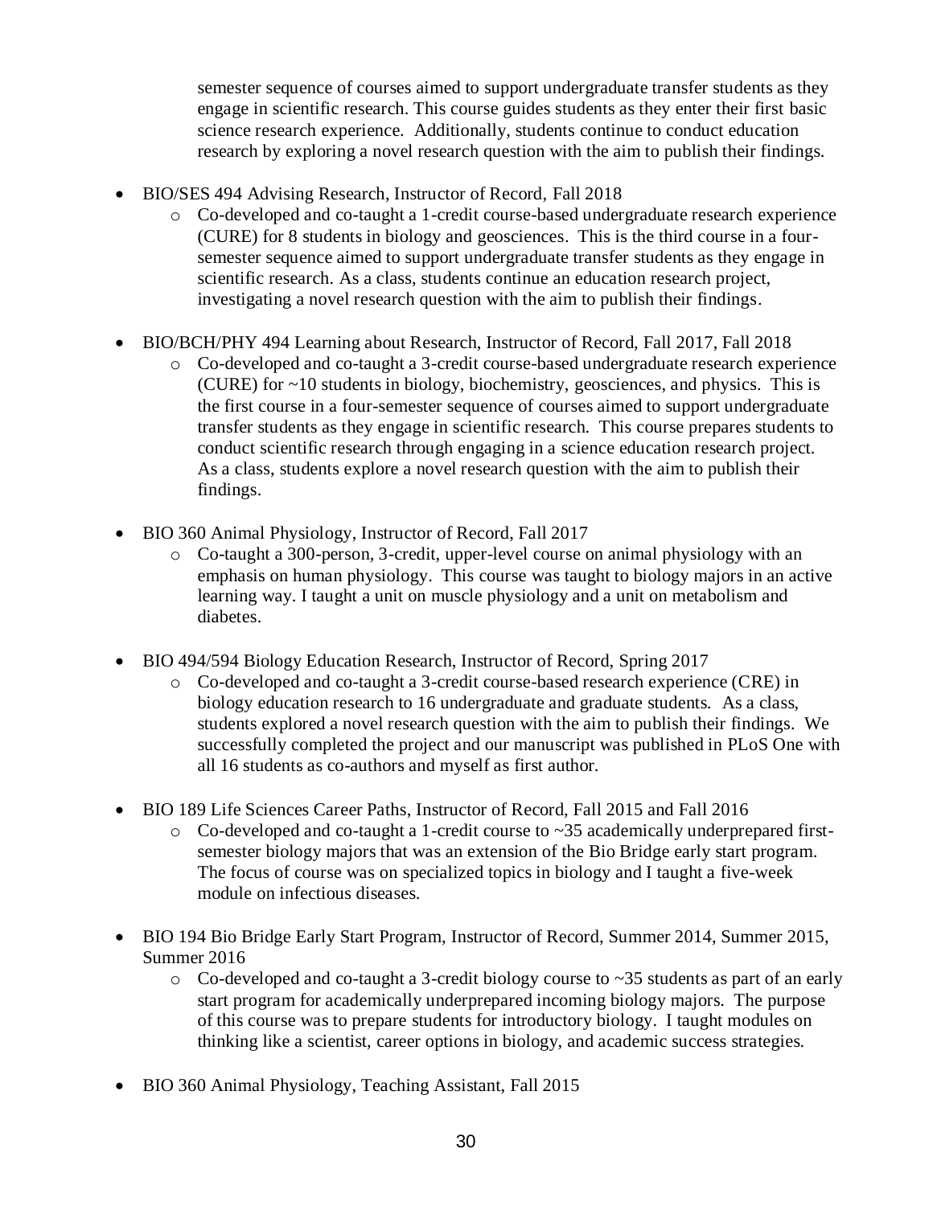semester sequence of courses aimed to support undergraduate transfer students as they engage in scientific research. This course guides students as they enter their first basic science research experience. Additionally, students continue to conduct education research by exploring a novel research question with the aim to publish their findings.

- BIO/SES 494 Advising Research, Instructor of Record, Fall 2018
  - Co-developed and co-taught a 1-credit course-based undergraduate research experience (CURE) for 8 students in biology and geosciences. This is the third course in a four-semester sequence aimed to support undergraduate transfer students as they engage in scientific research. As a class, students continue an education research project, investigating a novel research question with the aim to publish their findings.

- BIO/BCH/PHY 494 Learning about Research, Instructor of Record, Fall 2017, Fall 2018
  - Co-developed and co-taught a 3-credit course-based undergraduate research experience (CURE) for ~10 students in biology, biochemistry, geosciences, and physics. This is the first course in a four-semester sequence of courses aimed to support undergraduate transfer students as they engage in scientific research. This course prepares students to conduct scientific research through engaging in a science education research project. As a class, students explore a novel research question with the aim to publish their findings.

- BIO 360 Animal Physiology, Instructor of Record, Fall 2017
  - Co-taught a 300-person, 3-credit, upper-level course on animal physiology with an emphasis on human physiology. This course was taught to biology majors in an active learning way. I taught a unit on muscle physiology and a unit on metabolism and diabetes.

- BIO 494/594 Biology Education Research, Instructor of Record, Spring 2017
  - Co-developed and co-taught a 3-credit course-based research experience (CRE) in biology education research to 16 undergraduate and graduate students. As a class, students explored a novel research question with the aim to publish their findings. We successfully completed the project and our manuscript was published in PLoS One with all 16 students as co-authors and myself as first author.

- BIO 189 Life Sciences Career Paths, Instructor of Record, Fall 2015 and Fall 2016
  - Co-developed and co-taught a 1-credit course to ~35 academically underprepared first-semester biology majors that was an extension of the Bio Bridge early start program. The focus of course was on specialized topics in biology and I taught a five-week module on infectious diseases.

- BIO 194 Bio Bridge Early Start Program, Instructor of Record, Summer 2014, Summer 2015, Summer 2016
  - Co-developed and co-taught a 3-credit biology course to ~35 students as part of an early start program for academically underprepared incoming biology majors. The purpose of this course was to prepare students for introductory biology. I taught modules on thinking like a scientist, career options in biology, and academic success strategies.

- BIO 360 Animal Physiology, Teaching Assistant, Fall 2015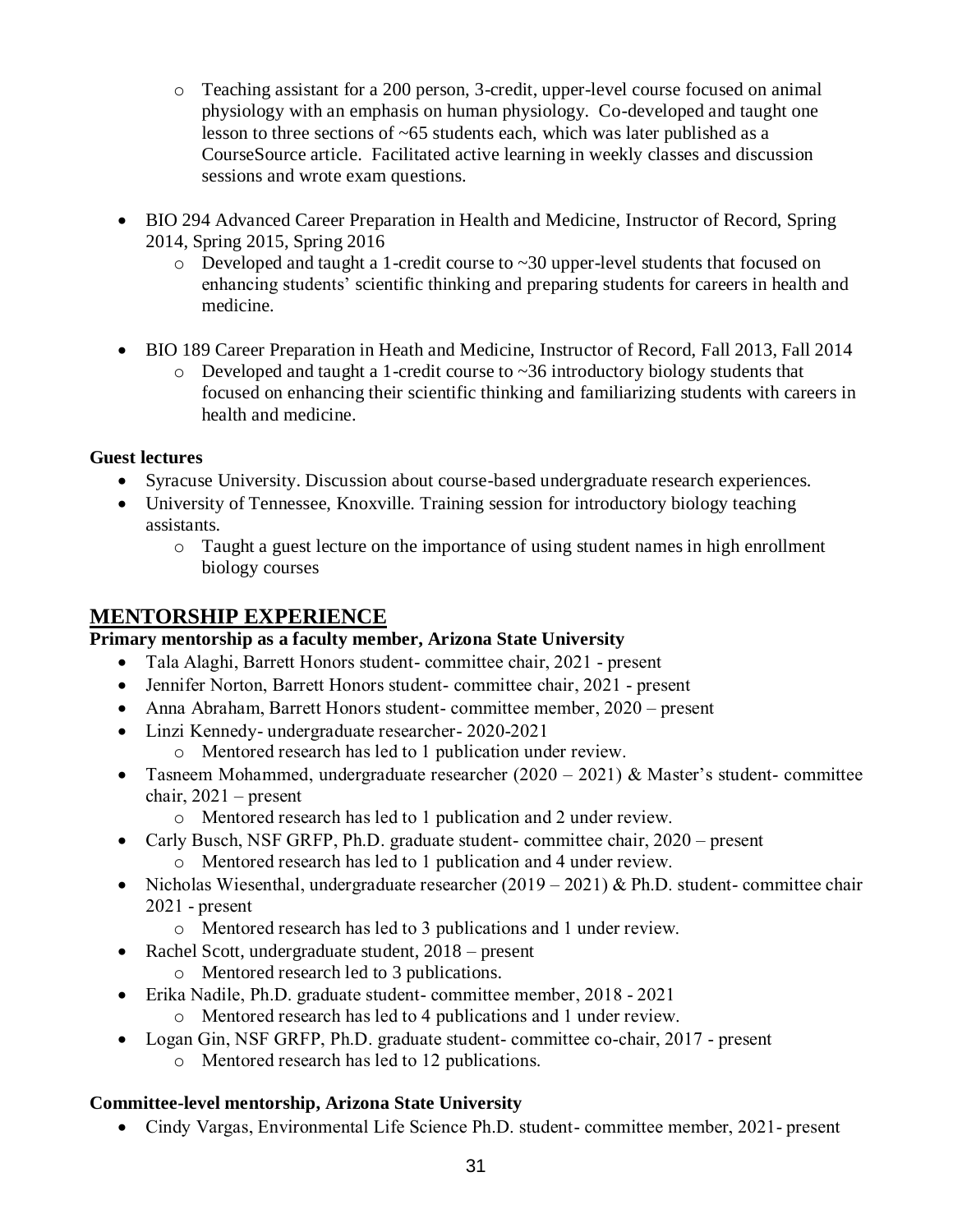- Teaching assistant for a 200 person, 3-credit, upper-level course focused on animal physiology with an emphasis on human physiology. Co-developed and taught one lesson to three sections of ~65 students each, which was later published as a CourseSource article. Facilitated active learning in weekly classes and discussion sessions and wrote exam questions.

- BIO 294 Advanced Career Preparation in Health and Medicine, Instructor of Record, Spring 2014, Spring 2015, Spring 2016
   - Developed and taught a 1-credit course to ~30 upper-level students that focused on enhancing students' scientific thinking and preparing students for careers in health and medicine.

- BIO 189 Career Preparation in Heath and Medicine, Instructor of Record, Fall 2013, Fall 2014
   - Developed and taught a 1-credit course to ~36 introductory biology students that focused on enhancing their scientific thinking and familiarizing students with careers in health and medicine.

**Guest lectures**

- Syracuse University. Discussion about course-based undergraduate research experiences.
- University of Tennessee, Knoxville. Training session for introductory biology teaching assistants.
   - Taught a guest lecture on the importance of using student names in high enrollment biology courses

## MENTORSHIP EXPERIENCE

**Primary mentorship as a faculty member, Arizona State University**

- Tala Alaghi, Barrett Honors student- committee chair, 2021 - present
- Jennifer Norton, Barrett Honors student- committee chair, 2021 - present
- Anna Abraham, Barrett Honors student- committee member, 2020 – present
- Linzi Kennedy- undergraduate researcher- 2020-2021
   - Mentored research has led to 1 publication under review.
- Tasneem Mohammed, undergraduate researcher (2020 – 2021) & Master's student- committee chair, 2021 – present
   - Mentored research has led to 1 publication and 2 under review.
- Carly Busch, NSF GRFP, Ph.D. graduate student- committee chair, 2020 – present
   - Mentored research has led to 1 publication and 4 under review.
- Nicholas Wiesenthal, undergraduate researcher (2019 – 2021) & Ph.D. student- committee chair 2021 - present
   - Mentored research has led to 3 publications and 1 under review.
- Rachel Scott, undergraduate student, 2018 – present
   - Mentored research led to 3 publications.
- Erika Nadile, Ph.D. graduate student- committee member, 2018 - 2021
   - Mentored research has led to 4 publications and 1 under review.
- Logan Gin, NSF GRFP, Ph.D. graduate student- committee co-chair, 2017 - present
   - Mentored research has led to 12 publications.

**Committee-level mentorship, Arizona State University**

- Cindy Vargas, Environmental Life Science Ph.D. student- committee member, 2021- present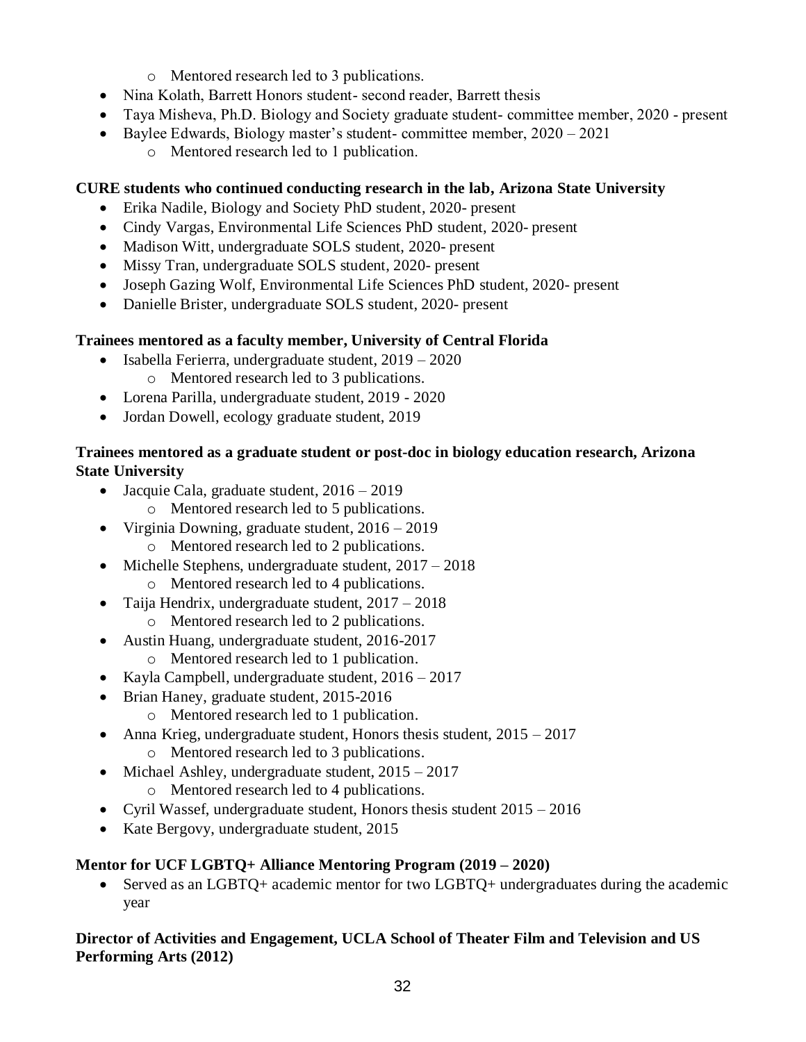- Mentored research led to 3 publications.
- Nina Kolath, Barrett Honors student- second reader, Barrett thesis
- Taya Misheva, Ph.D. Biology and Society graduate student- committee member, 2020 - present
- Baylee Edwards, Biology master's student- committee member, 2020 – 2021
    - Mentored research led to 1 publication.

**CURE students who continued conducting research in the lab, Arizona State University**

- Erika Nadile, Biology and Society PhD student, 2020- present
- Cindy Vargas, Environmental Life Sciences PhD student, 2020- present
- Madison Witt, undergraduate SOLS student, 2020- present
- Missy Tran, undergraduate SOLS student, 2020- present
- Joseph Gazing Wolf, Environmental Life Sciences PhD student, 2020- present
- Danielle Brister, undergraduate SOLS student, 2020- present

**Trainees mentored as a faculty member, University of Central Florida**

- Isabella Ferierra, undergraduate student, 2019 – 2020
    - Mentored research led to 3 publications.
- Lorena Parilla, undergraduate student, 2019 - 2020
- Jordan Dowell, ecology graduate student, 2019

**Trainees mentored as a graduate student or post-doc in biology education research, Arizona State University**

- Jacquie Cala, graduate student, 2016 – 2019
    - Mentored research led to 5 publications.
- Virginia Downing, graduate student, 2016 – 2019
    - Mentored research led to 2 publications.
- Michelle Stephens, undergraduate student, 2017 – 2018
    - Mentored research led to 4 publications.
- Taija Hendrix, undergraduate student, 2017 – 2018
    - Mentored research led to 2 publications.
- Austin Huang, undergraduate student, 2016-2017
    - Mentored research led to 1 publication.
- Kayla Campbell, undergraduate student, 2016 – 2017
- Brian Haney, graduate student, 2015-2016
    - Mentored research led to 1 publication.
- Anna Krieg, undergraduate student, Honors thesis student, 2015 – 2017
    - Mentored research led to 3 publications.
- Michael Ashley, undergraduate student, 2015 – 2017
    - Mentored research led to 4 publications.
- Cyril Wassef, undergraduate student, Honors thesis student 2015 – 2016
- Kate Bergovy, undergraduate student, 2015

**Mentor for UCF LGBTQ+ Alliance Mentoring Program (2019 – 2020)**

- Served as an LGBTQ+ academic mentor for two LGBTQ+ undergraduates during the academic year

**Director of Activities and Engagement, UCLA School of Theater Film and Television and US Performing Arts (2012)**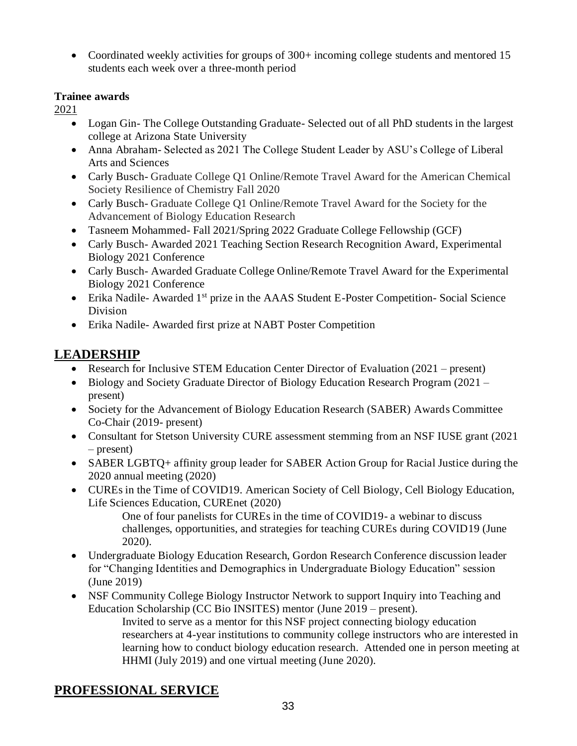- Coordinated weekly activities for groups of 300+ incoming college students and mentored 15 students each week over a three-month period

**Trainee awards**

2021

- Logan Gin- The College Outstanding Graduate- Selected out of all PhD students in the largest college at Arizona State University
- Anna Abraham- Selected as 2021 The College Student Leader by ASU's College of Liberal Arts and Sciences
- Carly Busch- Graduate College Q1 Online/Remote Travel Award for the American Chemical Society Resilience of Chemistry Fall 2020
- Carly Busch- Graduate College Q1 Online/Remote Travel Award for the Society for the Advancement of Biology Education Research
- Tasneem Mohammed- Fall 2021/Spring 2022 Graduate College Fellowship (GCF)
- Carly Busch- Awarded 2021 Teaching Section Research Recognition Award, Experimental Biology 2021 Conference
- Carly Busch- Awarded Graduate College Online/Remote Travel Award for the Experimental Biology 2021 Conference
- Erika Nadile- Awarded 1st prize in the AAAS Student E-Poster Competition- Social Science Division
- Erika Nadile- Awarded first prize at NABT Poster Competition

## LEADERSHIP

- Research for Inclusive STEM Education Center Director of Evaluation (2021 – present)
- Biology and Society Graduate Director of Biology Education Research Program (2021 – present)
- Society for the Advancement of Biology Education Research (SABER) Awards Committee Co-Chair (2019- present)
- Consultant for Stetson University CURE assessment stemming from an NSF IUSE grant (2021 – present)
- SABER LGBTQ+ affinity group leader for SABER Action Group for Racial Justice during the 2020 annual meeting (2020)
- CUREs in the Time of COVID19. American Society of Cell Biology, Cell Biology Education, Life Sciences Education, CUREnet (2020)

  One of four panelists for CUREs in the time of COVID19- a webinar to discuss challenges, opportunities, and strategies for teaching CUREs during COVID19 (June 2020).
- Undergraduate Biology Education Research, Gordon Research Conference discussion leader for "Changing Identities and Demographics in Undergraduate Biology Education" session (June 2019)
- NSF Community College Biology Instructor Network to support Inquiry into Teaching and Education Scholarship (CC Bio INSITES) mentor (June 2019 – present).

  Invited to serve as a mentor for this NSF project connecting biology education researchers at 4-year institutions to community college instructors who are interested in learning how to conduct biology education research. Attended one in person meeting at HHMI (July 2019) and one virtual meeting (June 2020).

## PROFESSIONAL SERVICE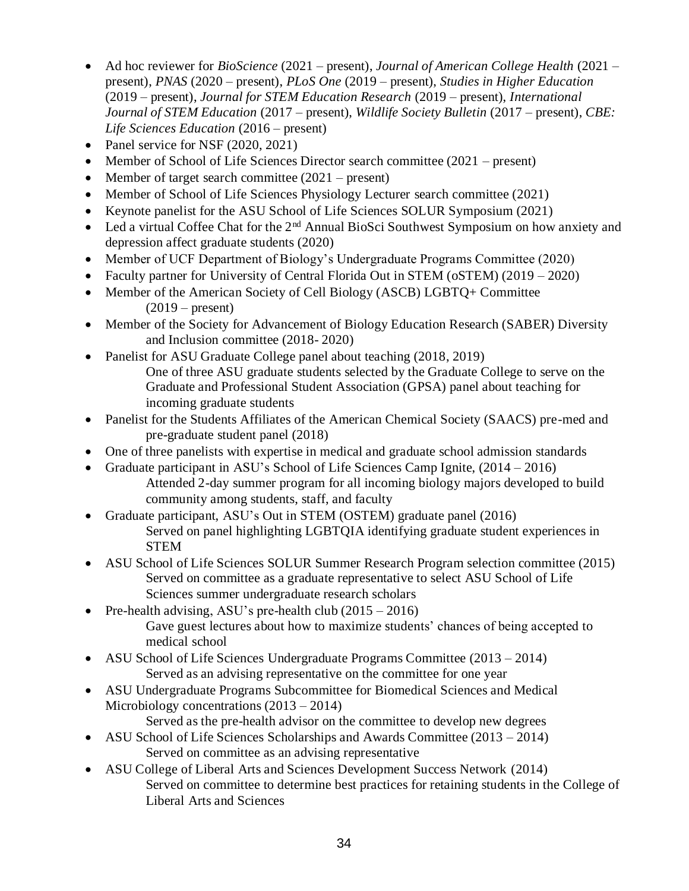- Ad hoc reviewer for *BioScience* (2021 – present), *Journal of American College Health* (2021 – present), *PNAS* (2020 – present), *PLoS One* (2019 – present), *Studies in Higher Education* (2019 – present), *Journal for STEM Education Research* (2019 – present), *International Journal of STEM Education* (2017 – present), *Wildlife Society Bulletin* (2017 – present), *CBE: Life Sciences Education* (2016 – present)
- Panel service for NSF (2020, 2021)
- Member of School of Life Sciences Director search committee (2021 – present)
- Member of target search committee (2021 – present)
- Member of School of Life Sciences Physiology Lecturer search committee (2021)
- Keynote panelist for the ASU School of Life Sciences SOLUR Symposium (2021)
- Led a virtual Coffee Chat for the 2nd Annual BioSci Southwest Symposium on how anxiety and depression affect graduate students (2020)
- Member of UCF Department of Biology's Undergraduate Programs Committee (2020)
- Faculty partner for University of Central Florida Out in STEM (oSTEM) (2019 – 2020)
- Member of the American Society of Cell Biology (ASCB) LGBTQ+ Committee (2019 – present)
- Member of the Society for Advancement of Biology Education Research (SABER) Diversity and Inclusion committee (2018- 2020)
- Panelist for ASU Graduate College panel about teaching (2018, 2019)
  One of three ASU graduate students selected by the Graduate College to serve on the Graduate and Professional Student Association (GPSA) panel about teaching for incoming graduate students
- Panelist for the Students Affiliates of the American Chemical Society (SAACS) pre-med and pre-graduate student panel (2018)
- One of three panelists with expertise in medical and graduate school admission standards
- Graduate participant in ASU's School of Life Sciences Camp Ignite, (2014 – 2016)
  Attended 2-day summer program for all incoming biology majors developed to build community among students, staff, and faculty
- Graduate participant, ASU's Out in STEM (OSTEM) graduate panel (2016)
  Served on panel highlighting LGBTQIA identifying graduate student experiences in STEM
- ASU School of Life Sciences SOLUR Summer Research Program selection committee (2015)
  Served on committee as a graduate representative to select ASU School of Life Sciences summer undergraduate research scholars
- Pre-health advising, ASU's pre-health club (2015 – 2016)
  Gave guest lectures about how to maximize students' chances of being accepted to medical school
- ASU School of Life Sciences Undergraduate Programs Committee (2013 – 2014)
  Served as an advising representative on the committee for one year
- ASU Undergraduate Programs Subcommittee for Biomedical Sciences and Medical Microbiology concentrations (2013 – 2014)
  Served as the pre-health advisor on the committee to develop new degrees
- ASU School of Life Sciences Scholarships and Awards Committee (2013 – 2014)
  Served on committee as an advising representative
- ASU College of Liberal Arts and Sciences Development Success Network (2014)
  Served on committee to determine best practices for retaining students in the College of Liberal Arts and Sciences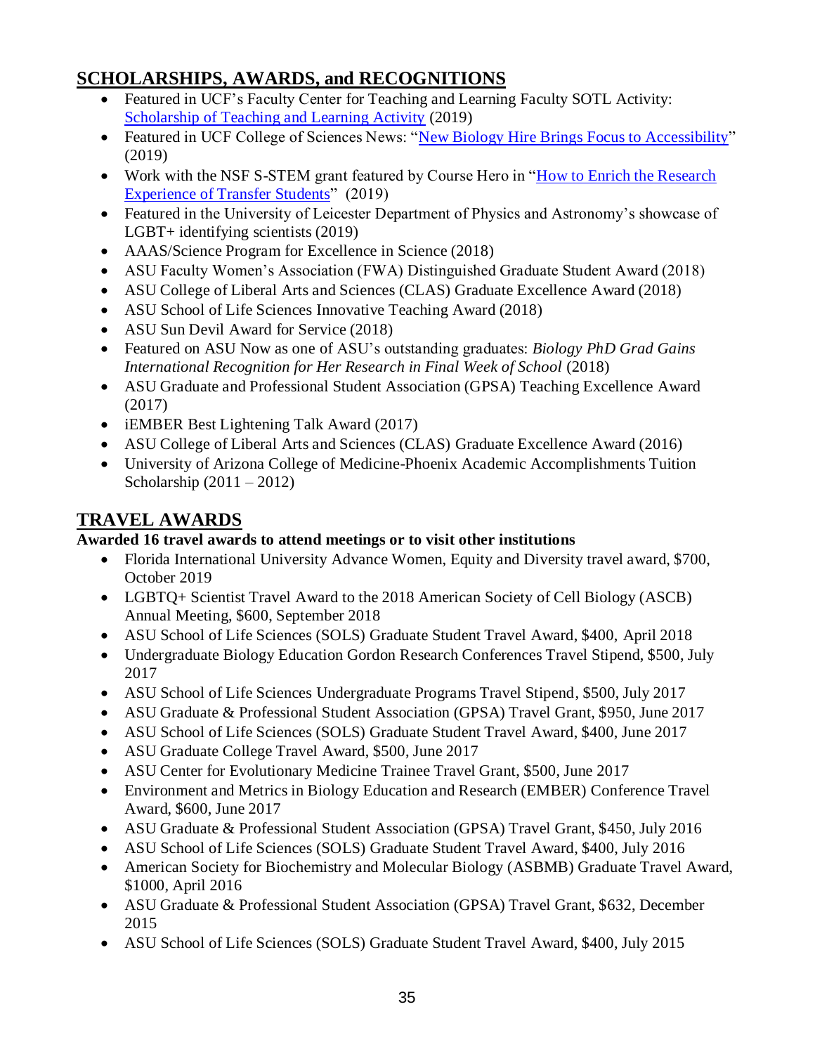## SCHOLARSHIPS, AWARDS, and RECOGNITIONS

- Featured in UCF's Faculty Center for Teaching and Learning Faculty SOTL Activity: [Scholarship of Teaching and Learning Activity]() (2019)
- Featured in UCF College of Sciences News: "[New Biology Hire Brings Focus to Accessibility]()" (2019)
- Work with the NSF S-STEM grant featured by Course Hero in "[How to Enrich the Research Experience of Transfer Students]()" (2019)
- Featured in the University of Leicester Department of Physics and Astronomy's showcase of LGBT+ identifying scientists (2019)
- AAAS/Science Program for Excellence in Science (2018)
- ASU Faculty Women's Association (FWA) Distinguished Graduate Student Award (2018)
- ASU College of Liberal Arts and Sciences (CLAS) Graduate Excellence Award (2018)
- ASU School of Life Sciences Innovative Teaching Award (2018)
- ASU Sun Devil Award for Service (2018)
- Featured on ASU Now as one of ASU's outstanding graduates: *Biology PhD Grad Gains International Recognition for Her Research in Final Week of School* (2018)
- ASU Graduate and Professional Student Association (GPSA) Teaching Excellence Award (2017)
- iEMBER Best Lightening Talk Award (2017)
- ASU College of Liberal Arts and Sciences (CLAS) Graduate Excellence Award (2016)
- University of Arizona College of Medicine-Phoenix Academic Accomplishments Tuition Scholarship (2011 – 2012)

## TRAVEL AWARDS

**Awarded 16 travel awards to attend meetings or to visit other institutions**

- Florida International University Advance Women, Equity and Diversity travel award, $700, October 2019
- LGBTQ+ Scientist Travel Award to the 2018 American Society of Cell Biology (ASCB) Annual Meeting, $600, September 2018
- ASU School of Life Sciences (SOLS) Graduate Student Travel Award, $400, April 2018
- Undergraduate Biology Education Gordon Research Conferences Travel Stipend, $500, July 2017
- ASU School of Life Sciences Undergraduate Programs Travel Stipend, $500, July 2017
- ASU Graduate & Professional Student Association (GPSA) Travel Grant, $950, June 2017
- ASU School of Life Sciences (SOLS) Graduate Student Travel Award, $400, June 2017
- ASU Graduate College Travel Award, $500, June 2017
- ASU Center for Evolutionary Medicine Trainee Travel Grant, $500, June 2017
- Environment and Metrics in Biology Education and Research (EMBER) Conference Travel Award, $600, June 2017
- ASU Graduate & Professional Student Association (GPSA) Travel Grant, $450, July 2016
- ASU School of Life Sciences (SOLS) Graduate Student Travel Award, $400, July 2016
- American Society for Biochemistry and Molecular Biology (ASBMB) Graduate Travel Award, $1000, April 2016
- ASU Graduate & Professional Student Association (GPSA) Travel Grant, $632, December 2015
- ASU School of Life Sciences (SOLS) Graduate Student Travel Award, $400, July 2015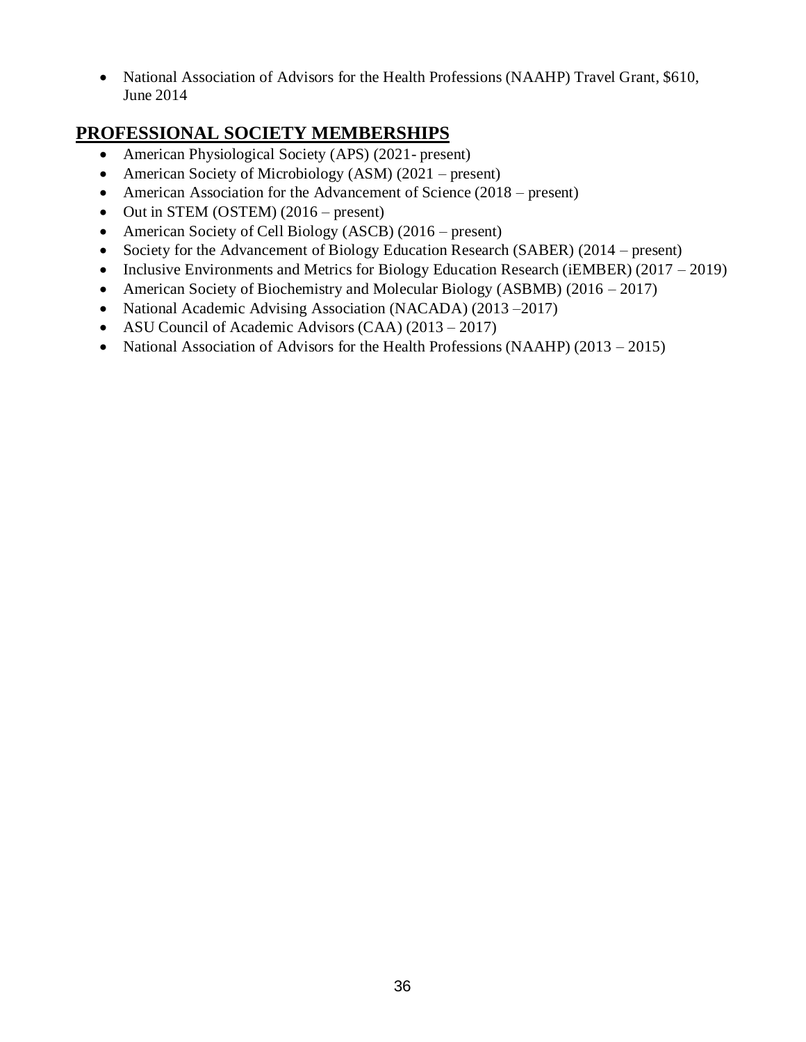- National Association of Advisors for the Health Professions (NAAHP) Travel Grant, $610, June 2014

## PROFESSIONAL SOCIETY MEMBERSHIPS

- American Physiological Society (APS) (2021- present)
- American Society of Microbiology (ASM) (2021 – present)
- American Association for the Advancement of Science (2018 – present)
- Out in STEM (OSTEM) (2016 – present)
- American Society of Cell Biology (ASCB) (2016 – present)
- Society for the Advancement of Biology Education Research (SABER) (2014 – present)
- Inclusive Environments and Metrics for Biology Education Research (iEMBER) (2017 – 2019)
- American Society of Biochemistry and Molecular Biology (ASBMB) (2016 – 2017)
- National Academic Advising Association (NACADA) (2013 –2017)
- ASU Council of Academic Advisors (CAA) (2013 – 2017)
- National Association of Advisors for the Health Professions (NAAHP) (2013 – 2015)